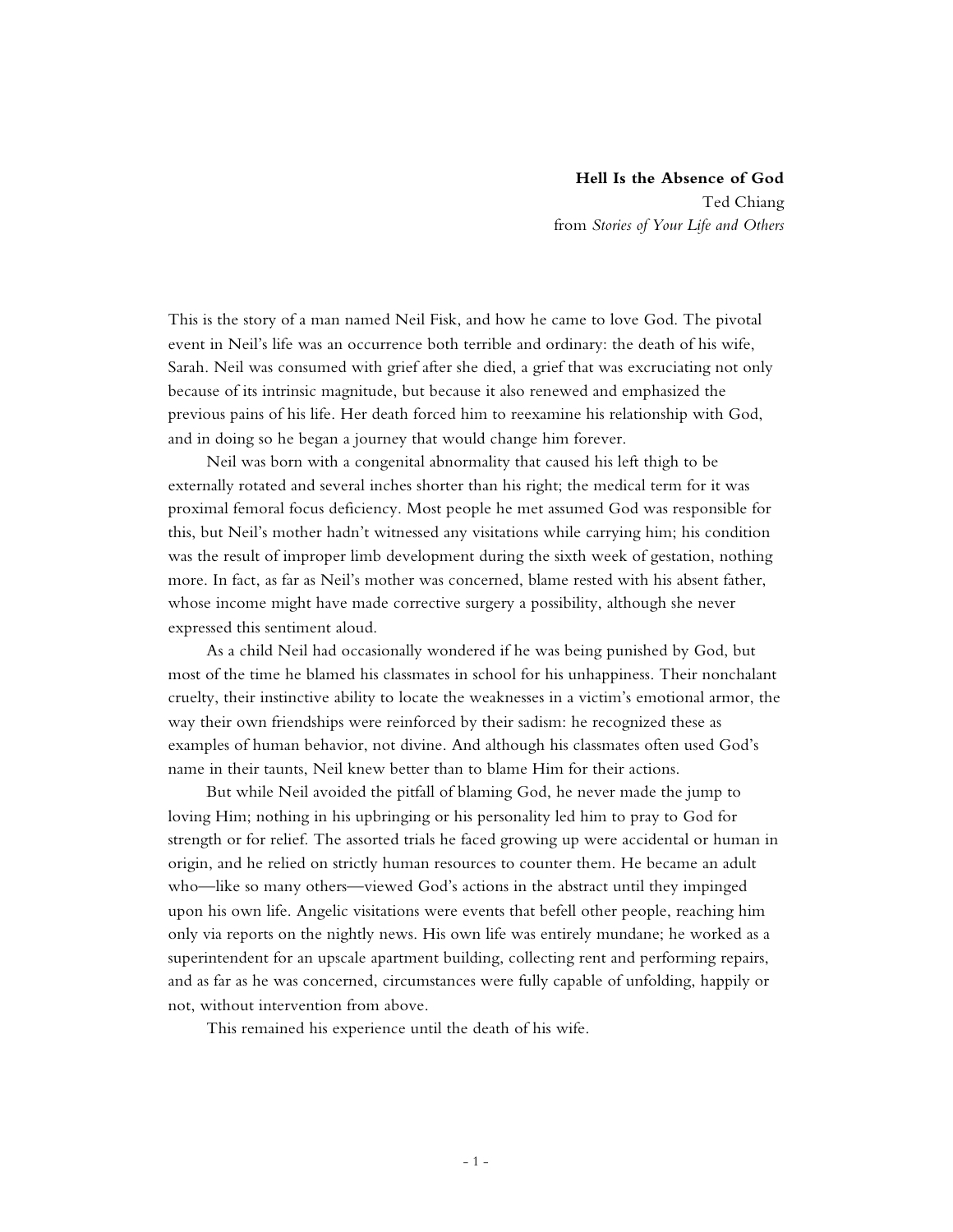**Hell Is the Absence of God**

Ted Chiang

from *Stories of Your Life and Others*

This is the story of a man named Neil Fisk, and how he came to love God. The pivotal event in Neil's life was an occurrence both terrible and ordinary: the death of his wife, Sarah. Neil was consumed with grief after she died, a grief that was excruciating not only because of its intrinsic magnitude, but because it also renewed and emphasized the previous pains of his life. Her death forced him to reexamine his relationship with God, and in doing so he began a journey that would change him forever.

Neil was born with a congenital abnormality that caused his left thigh to be externally rotated and several inches shorter than his right; the medical term for it was proximal femoral focus deficiency. Most people he met assumed God was responsible for this, but Neil's mother hadn't witnessed any visitations while carrying him; his condition was the result of improper limb development during the sixth week of gestation, nothing more. In fact, as far as Neil's mother was concerned, blame rested with his absent father, whose income might have made corrective surgery a possibility, although she never expressed this sentiment aloud.

As a child Neil had occasionally wondered if he was being punished by God, but most of the time he blamed his classmates in school for his unhappiness. Their nonchalant cruelty, their instinctive ability to locate the weaknesses in a victim's emotional armor, the way their own friendships were reinforced by their sadism: he recognized these as examples of human behavior, not divine. And although his classmates often used God's name in their taunts, Neil knew better than to blame Him for their actions.

But while Neil avoided the pitfall of blaming God, he never made the jump to loving Him; nothing in his upbringing or his personality led him to pray to God for strength or for relief. The assorted trials he faced growing up were accidental or human in origin, and he relied on strictly human resources to counter them. He became an adult who—like so many others—viewed God's actions in the abstract until they impinged upon his own life. Angelic visitations were events that befell other people, reaching him only via reports on the nightly news. His own life was entirely mundane; he worked as a superintendent for an upscale apartment building, collecting rent and performing repairs, and as far as he was concerned, circumstances were fully capable of unfolding, happily or not, without intervention from above.

This remained his experience until the death of his wife.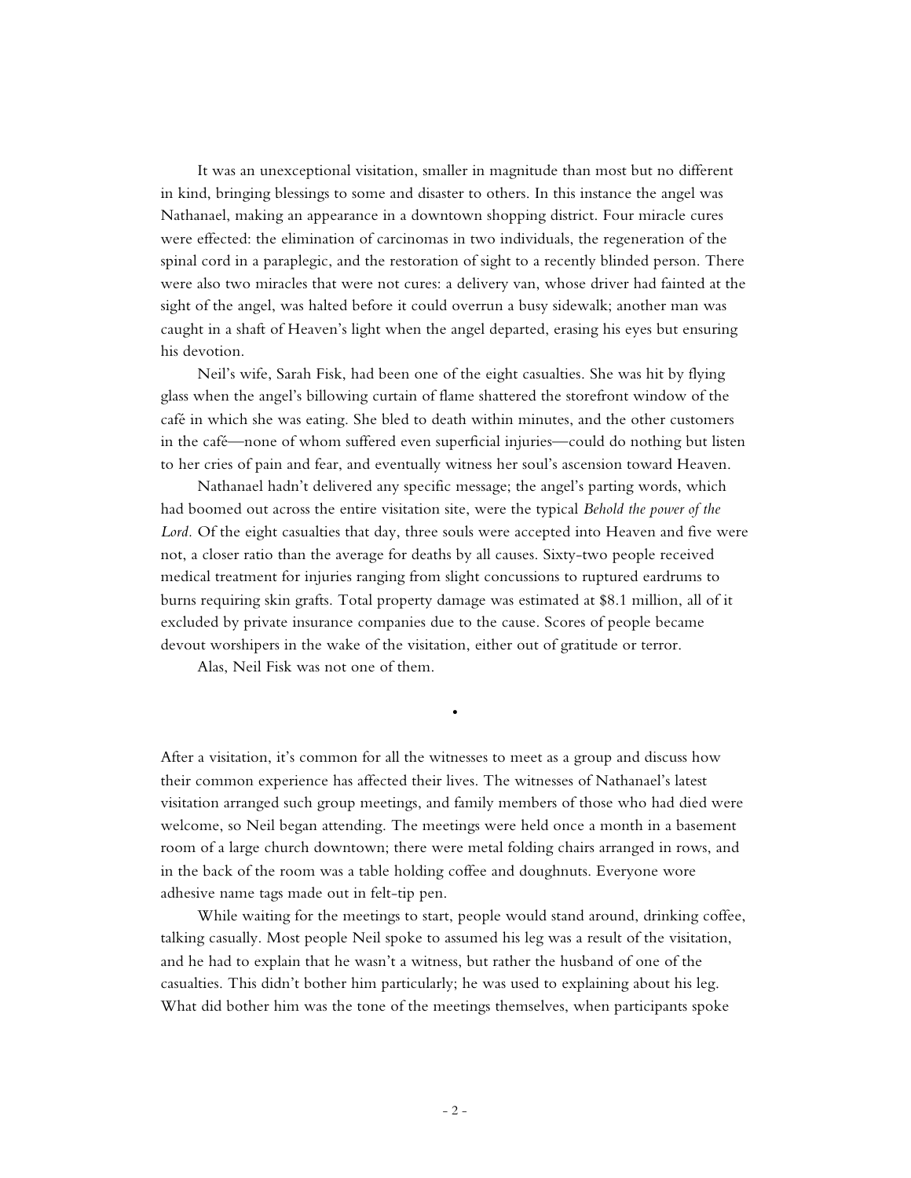It was an unexceptional visitation, smaller in magnitude than most but no different in kind, bringing blessings to some and disaster to others. In this instance the angel was Nathanael, making an appearance in a downtown shopping district. Four miracle cures were effected: the elimination of carcinomas in two individuals, the regeneration of the spinal cord in a paraplegic, and the restoration of sight to a recently blinded person. There were also two miracles that were not cures: a delivery van, whose driver had fainted at the sight of the angel, was halted before it could overrun a busy sidewalk; another man was caught in a shaft of Heaven's light when the angel departed, erasing his eyes but ensuring his devotion.

Neil's wife, Sarah Fisk, had been one of the eight casualties. She was hit by flying glass when the angel's billowing curtain of flame shattered the storefront window of the café in which she was eating. She bled to death within minutes, and the other customers in the café—none of whom suffered even superficial injuries—could do nothing but listen to her cries of pain and fear, and eventually witness her soul's ascension toward Heaven.

Nathanael hadn't delivered any specific message; the angel's parting words, which had boomed out across the entire visitation site, were the typical *Behold the power of the Lord*. Of the eight casualties that day, three souls were accepted into Heaven and five were not, a closer ratio than the average for deaths by all causes. Sixty-two people received medical treatment for injuries ranging from slight concussions to ruptured eardrums to burns requiring skin grafts. Total property damage was estimated at $8.1 million, all of it excluded by private insurance companies due to the cause. Scores of people became devout worshipers in the wake of the visitation, either out of gratitude or terror.

Alas, Neil Fisk was not one of them.

•

After a visitation, it's common for all the witnesses to meet as a group and discuss how their common experience has affected their lives. The witnesses of Nathanael's latest visitation arranged such group meetings, and family members of those who had died were welcome, so Neil began attending. The meetings were held once a month in a basement room of a large church downtown; there were metal folding chairs arranged in rows, and in the back of the room was a table holding coffee and doughnuts. Everyone wore adhesive name tags made out in felt-tip pen.

While waiting for the meetings to start, people would stand around, drinking coffee, talking casually. Most people Neil spoke to assumed his leg was a result of the visitation, and he had to explain that he wasn't a witness, but rather the husband of one of the casualties. This didn't bother him particularly; he was used to explaining about his leg. What did bother him was the tone of the meetings themselves, when participants spoke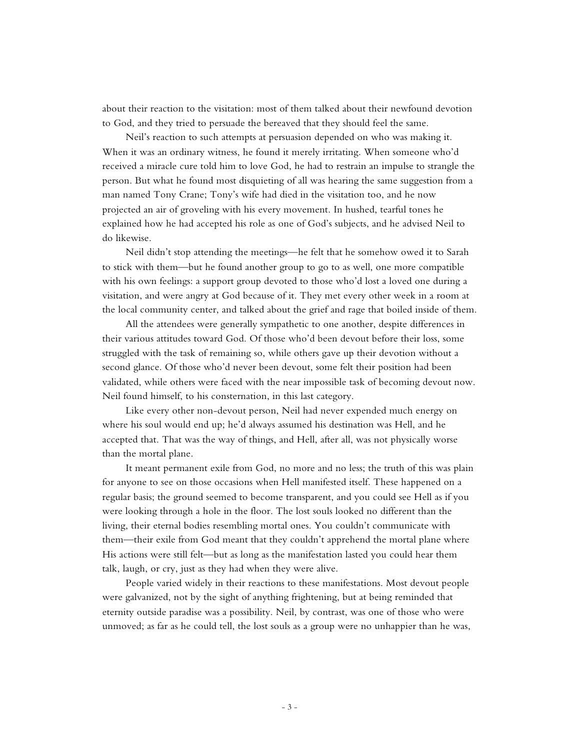about their reaction to the visitation: most of them talked about their newfound devotion to God, and they tried to persuade the bereaved that they should feel the same.

Neil's reaction to such attempts at persuasion depended on who was making it. When it was an ordinary witness, he found it merely irritating. When someone who'd received a miracle cure told him to love God, he had to restrain an impulse to strangle the person. But what he found most disquieting of all was hearing the same suggestion from a man named Tony Crane; Tony's wife had died in the visitation too, and he now projected an air of groveling with his every movement. In hushed, tearful tones he explained how he had accepted his role as one of God's subjects, and he advised Neil to do likewise.

Neil didn't stop attending the meetings—he felt that he somehow owed it to Sarah to stick with them—but he found another group to go to as well, one more compatible with his own feelings: a support group devoted to those who'd lost a loved one during a visitation, and were angry at God because of it. They met every other week in a room at the local community center, and talked about the grief and rage that boiled inside of them.

All the attendees were generally sympathetic to one another, despite differences in their various attitudes toward God. Of those who'd been devout before their loss, some struggled with the task of remaining so, while others gave up their devotion without a second glance. Of those who'd never been devout, some felt their position had been validated, while others were faced with the near impossible task of becoming devout now. Neil found himself, to his consternation, in this last category.

Like every other non-devout person, Neil had never expended much energy on where his soul would end up; he'd always assumed his destination was Hell, and he accepted that. That was the way of things, and Hell, after all, was not physically worse than the mortal plane.

It meant permanent exile from God, no more and no less; the truth of this was plain for anyone to see on those occasions when Hell manifested itself. These happened on a regular basis; the ground seemed to become transparent, and you could see Hell as if you were looking through a hole in the floor. The lost souls looked no different than the living, their eternal bodies resembling mortal ones. You couldn't communicate with them—their exile from God meant that they couldn't apprehend the mortal plane where His actions were still felt—but as long as the manifestation lasted you could hear them talk, laugh, or cry, just as they had when they were alive.

People varied widely in their reactions to these manifestations. Most devout people were galvanized, not by the sight of anything frightening, but at being reminded that eternity outside paradise was a possibility. Neil, by contrast, was one of those who were unmoved; as far as he could tell, the lost souls as a group were no unhappier than he was,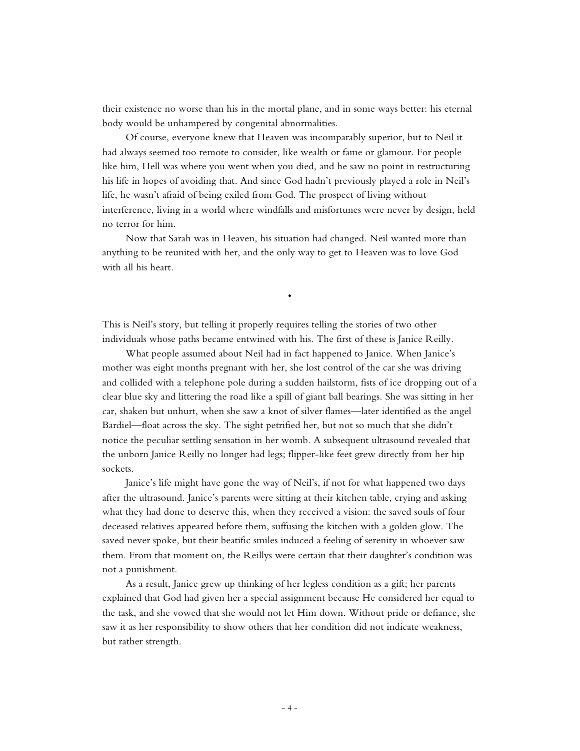their existence no worse than his in the mortal plane, and in some ways better: his eternal body would be unhampered by congenital abnormalities.

Of course, everyone knew that Heaven was incomparably superior, but to Neil it had always seemed too remote to consider, like wealth or fame or glamour. For people like him, Hell was where you went when you died, and he saw no point in restructuring his life in hopes of avoiding that. And since God hadn't previously played a role in Neil's life, he wasn't afraid of being exiled from God. The prospect of living without interference, living in a world where windfalls and misfortunes were never by design, held no terror for him.

Now that Sarah was in Heaven, his situation had changed. Neil wanted more than anything to be reunited with her, and the only way to get to Heaven was to love God with all his heart.

•

This is Neil's story, but telling it properly requires telling the stories of two other individuals whose paths became entwined with his. The first of these is Janice Reilly.

What people assumed about Neil had in fact happened to Janice. When Janice's mother was eight months pregnant with her, she lost control of the car she was driving and collided with a telephone pole during a sudden hailstorm, fists of ice dropping out of a clear blue sky and littering the road like a spill of giant ball bearings. She was sitting in her car, shaken but unhurt, when she saw a knot of silver flames—later identified as the angel Bardiel—float across the sky. The sight petrified her, but not so much that she didn't notice the peculiar settling sensation in her womb. A subsequent ultrasound revealed that the unborn Janice Reilly no longer had legs; flipper-like feet grew directly from her hip sockets.

Janice's life might have gone the way of Neil's, if not for what happened two days after the ultrasound. Janice's parents were sitting at their kitchen table, crying and asking what they had done to deserve this, when they received a vision: the saved souls of four deceased relatives appeared before them, suffusing the kitchen with a golden glow. The saved never spoke, but their beatific smiles induced a feeling of serenity in whoever saw them. From that moment on, the Reillys were certain that their daughter's condition was not a punishment.

As a result, Janice grew up thinking of her legless condition as a gift; her parents explained that God had given her a special assignment because He considered her equal to the task, and she vowed that she would not let Him down. Without pride or defiance, she saw it as her responsibility to show others that her condition did not indicate weakness, but rather strength.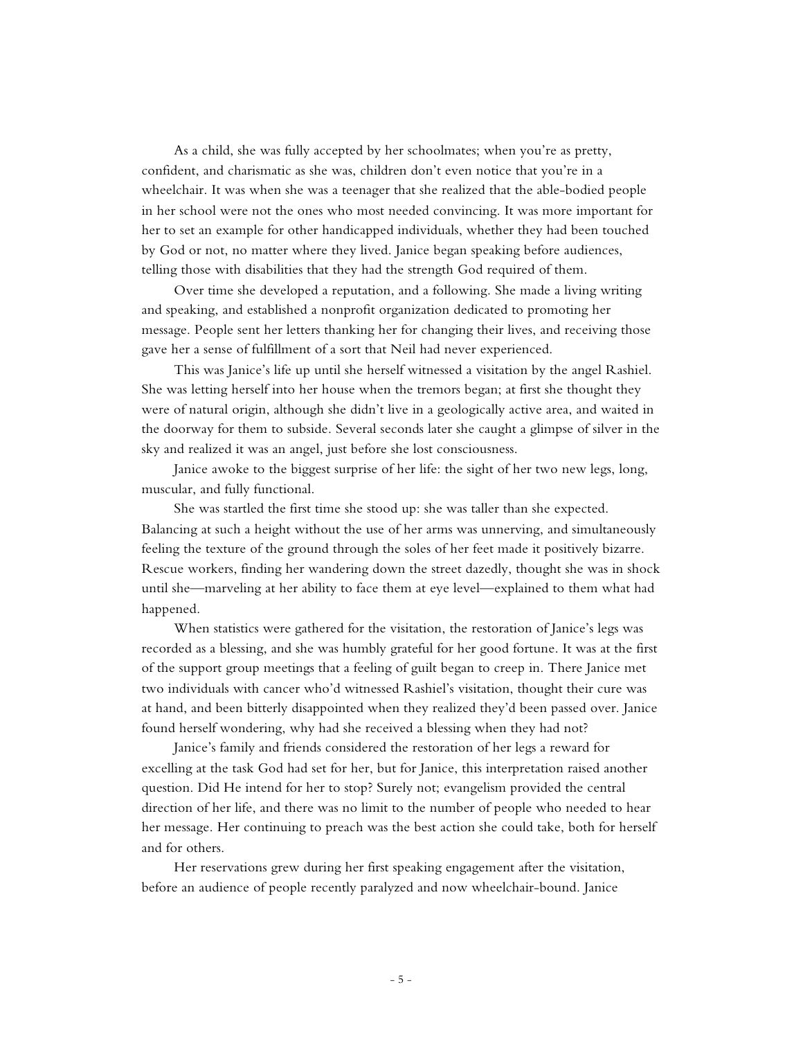As a child, she was fully accepted by her schoolmates; when you're as pretty, confident, and charismatic as she was, children don't even notice that you're in a wheelchair. It was when she was a teenager that she realized that the able-bodied people in her school were not the ones who most needed convincing. It was more important for her to set an example for other handicapped individuals, whether they had been touched by God or not, no matter where they lived. Janice began speaking before audiences, telling those with disabilities that they had the strength God required of them.

Over time she developed a reputation, and a following. She made a living writing and speaking, and established a nonprofit organization dedicated to promoting her message. People sent her letters thanking her for changing their lives, and receiving those gave her a sense of fulfillment of a sort that Neil had never experienced.

This was Janice's life up until she herself witnessed a visitation by the angel Rashiel. She was letting herself into her house when the tremors began; at first she thought they were of natural origin, although she didn't live in a geologically active area, and waited in the doorway for them to subside. Several seconds later she caught a glimpse of silver in the sky and realized it was an angel, just before she lost consciousness.

Janice awoke to the biggest surprise of her life: the sight of her two new legs, long, muscular, and fully functional.

She was startled the first time she stood up: she was taller than she expected. Balancing at such a height without the use of her arms was unnerving, and simultaneously feeling the texture of the ground through the soles of her feet made it positively bizarre. Rescue workers, finding her wandering down the street dazedly, thought she was in shock until she—marveling at her ability to face them at eye level—explained to them what had happened.

When statistics were gathered for the visitation, the restoration of Janice's legs was recorded as a blessing, and she was humbly grateful for her good fortune. It was at the first of the support group meetings that a feeling of guilt began to creep in. There Janice met two individuals with cancer who'd witnessed Rashiel's visitation, thought their cure was at hand, and been bitterly disappointed when they realized they'd been passed over. Janice found herself wondering, why had she received a blessing when they had not?

Janice's family and friends considered the restoration of her legs a reward for excelling at the task God had set for her, but for Janice, this interpretation raised another question. Did He intend for her to stop? Surely not; evangelism provided the central direction of her life, and there was no limit to the number of people who needed to hear her message. Her continuing to preach was the best action she could take, both for herself and for others.

Her reservations grew during her first speaking engagement after the visitation, before an audience of people recently paralyzed and now wheelchair-bound. Janice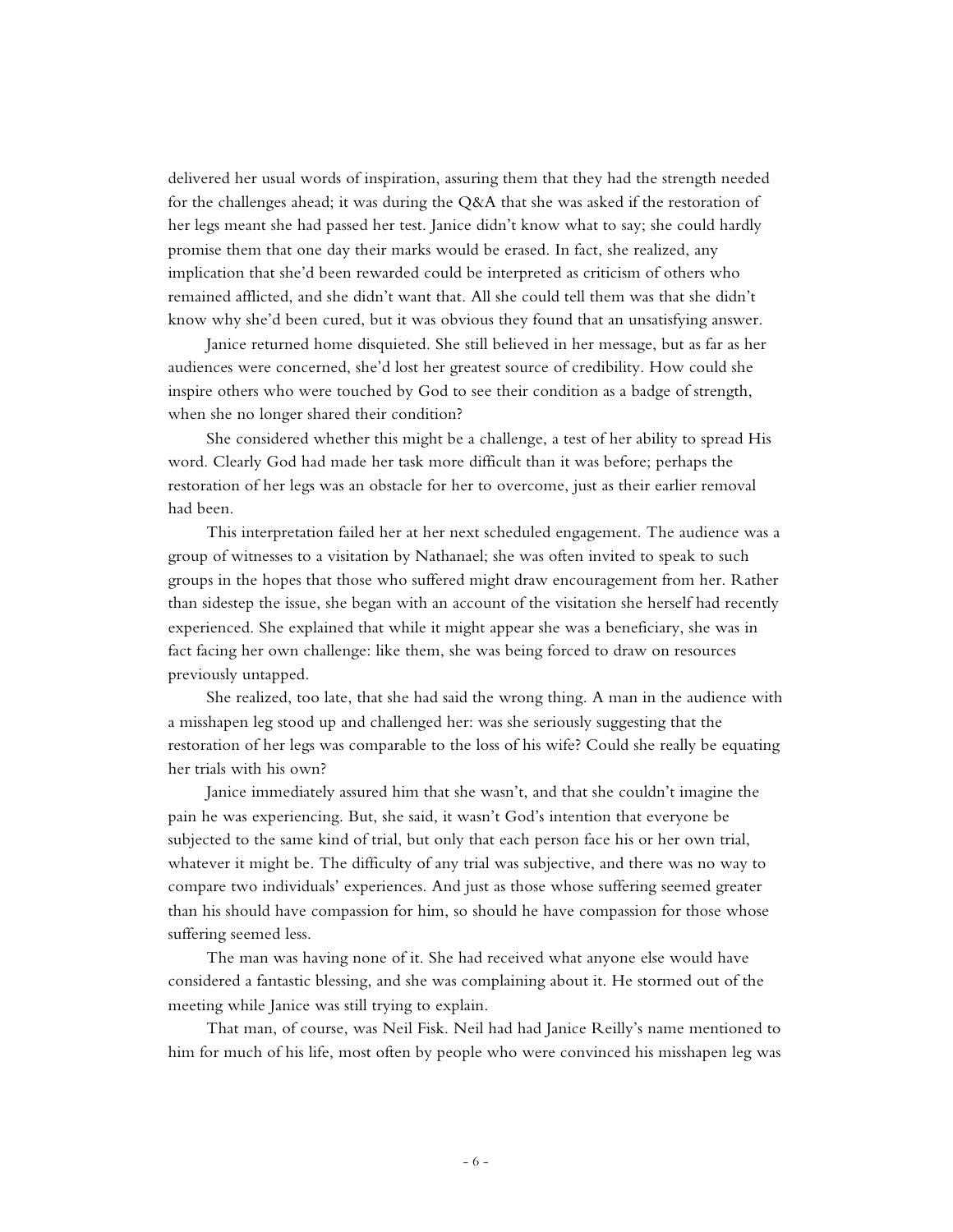delivered her usual words of inspiration, assuring them that they had the strength needed for the challenges ahead; it was during the Q&A that she was asked if the restoration of her legs meant she had passed her test. Janice didn't know what to say; she could hardly promise them that one day their marks would be erased. In fact, she realized, any implication that she'd been rewarded could be interpreted as criticism of others who remained afflicted, and she didn't want that. All she could tell them was that she didn't know why she'd been cured, but it was obvious they found that an unsatisfying answer.

Janice returned home disquieted. She still believed in her message, but as far as her audiences were concerned, she'd lost her greatest source of credibility. How could she inspire others who were touched by God to see their condition as a badge of strength, when she no longer shared their condition?

She considered whether this might be a challenge, a test of her ability to spread His word. Clearly God had made her task more difficult than it was before; perhaps the restoration of her legs was an obstacle for her to overcome, just as their earlier removal had been.

This interpretation failed her at her next scheduled engagement. The audience was a group of witnesses to a visitation by Nathanael; she was often invited to speak to such groups in the hopes that those who suffered might draw encouragement from her. Rather than sidestep the issue, she began with an account of the visitation she herself had recently experienced. She explained that while it might appear she was a beneficiary, she was in fact facing her own challenge: like them, she was being forced to draw on resources previously untapped.

She realized, too late, that she had said the wrong thing. A man in the audience with a misshapen leg stood up and challenged her: was she seriously suggesting that the restoration of her legs was comparable to the loss of his wife? Could she really be equating her trials with his own?

Janice immediately assured him that she wasn't, and that she couldn't imagine the pain he was experiencing. But, she said, it wasn't God's intention that everyone be subjected to the same kind of trial, but only that each person face his or her own trial, whatever it might be. The difficulty of any trial was subjective, and there was no way to compare two individuals' experiences. And just as those whose suffering seemed greater than his should have compassion for him, so should he have compassion for those whose suffering seemed less.

The man was having none of it. She had received what anyone else would have considered a fantastic blessing, and she was complaining about it. He stormed out of the meeting while Janice was still trying to explain.

That man, of course, was Neil Fisk. Neil had had Janice Reilly's name mentioned to him for much of his life, most often by people who were convinced his misshapen leg was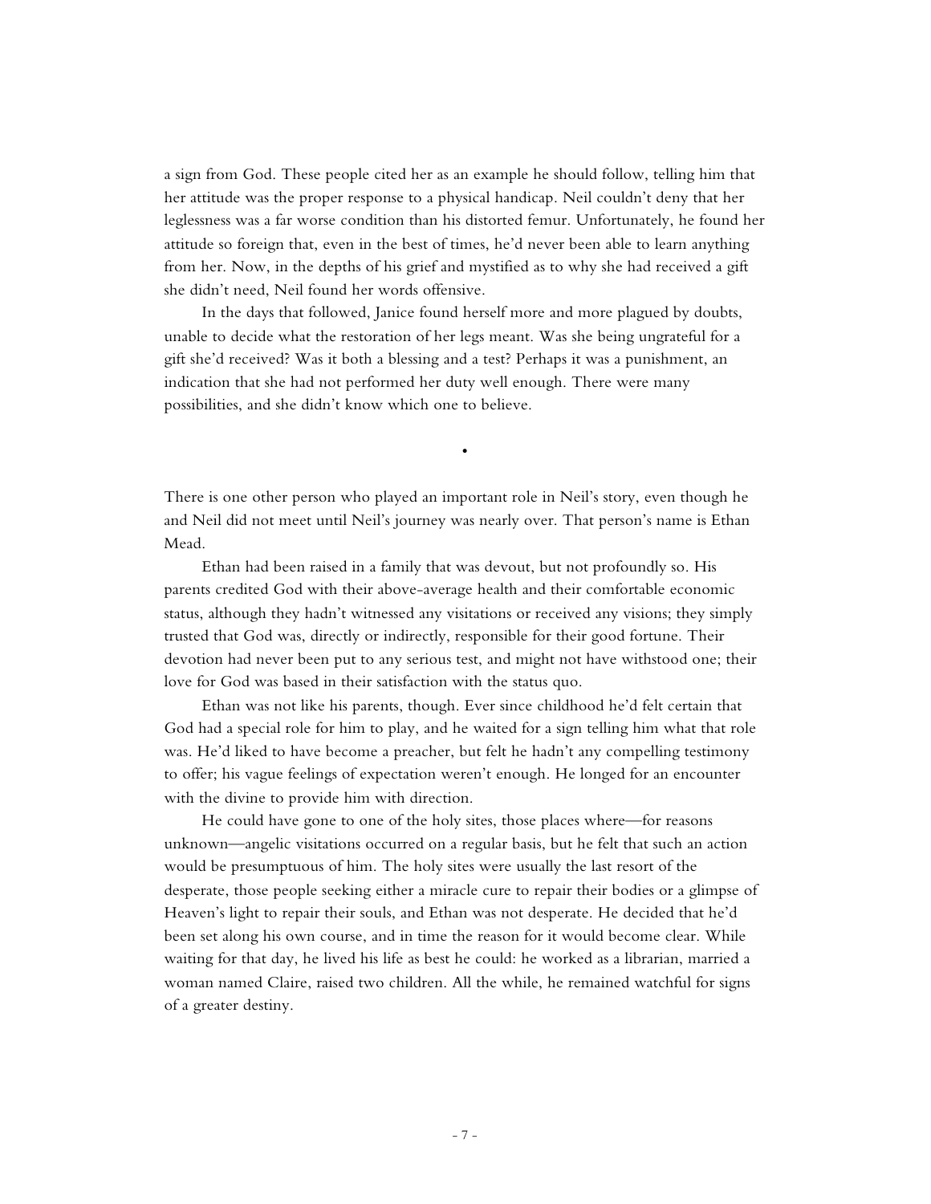a sign from God. These people cited her as an example he should follow, telling him that her attitude was the proper response to a physical handicap. Neil couldn't deny that her leglessness was a far worse condition than his distorted femur. Unfortunately, he found her attitude so foreign that, even in the best of times, he'd never been able to learn anything from her. Now, in the depths of his grief and mystified as to why she had received a gift she didn't need, Neil found her words offensive.

In the days that followed, Janice found herself more and more plagued by doubts, unable to decide what the restoration of her legs meant. Was she being ungrateful for a gift she'd received? Was it both a blessing and a test? Perhaps it was a punishment, an indication that she had not performed her duty well enough. There were many possibilities, and she didn't know which one to believe.

•

There is one other person who played an important role in Neil's story, even though he and Neil did not meet until Neil's journey was nearly over. That person's name is Ethan Mead.

Ethan had been raised in a family that was devout, but not profoundly so. His parents credited God with their above-average health and their comfortable economic status, although they hadn't witnessed any visitations or received any visions; they simply trusted that God was, directly or indirectly, responsible for their good fortune. Their devotion had never been put to any serious test, and might not have withstood one; their love for God was based in their satisfaction with the status quo.

Ethan was not like his parents, though. Ever since childhood he'd felt certain that God had a special role for him to play, and he waited for a sign telling him what that role was. He'd liked to have become a preacher, but felt he hadn't any compelling testimony to offer; his vague feelings of expectation weren't enough. He longed for an encounter with the divine to provide him with direction.

He could have gone to one of the holy sites, those places where—for reasons unknown—angelic visitations occurred on a regular basis, but he felt that such an action would be presumptuous of him. The holy sites were usually the last resort of the desperate, those people seeking either a miracle cure to repair their bodies or a glimpse of Heaven's light to repair their souls, and Ethan was not desperate. He decided that he'd been set along his own course, and in time the reason for it would become clear. While waiting for that day, he lived his life as best he could: he worked as a librarian, married a woman named Claire, raised two children. All the while, he remained watchful for signs of a greater destiny.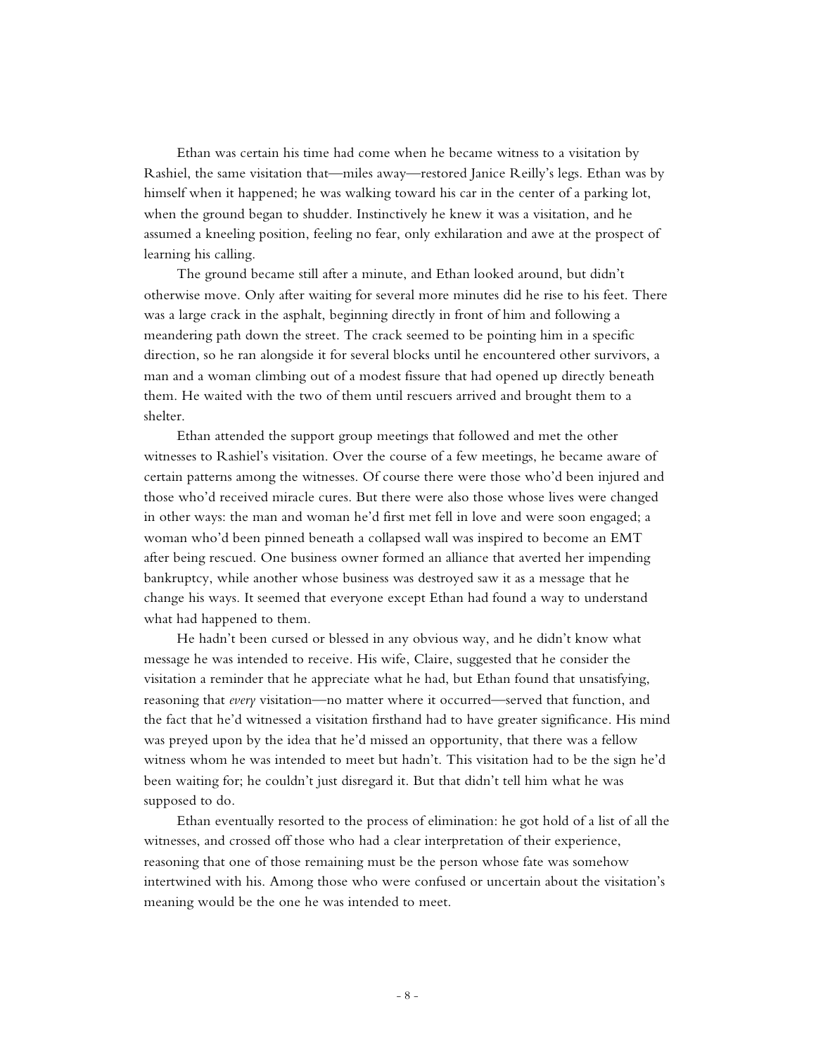Ethan was certain his time had come when he became witness to a visitation by Rashiel, the same visitation that—miles away—restored Janice Reilly's legs. Ethan was by himself when it happened; he was walking toward his car in the center of a parking lot, when the ground began to shudder. Instinctively he knew it was a visitation, and he assumed a kneeling position, feeling no fear, only exhilaration and awe at the prospect of learning his calling.

The ground became still after a minute, and Ethan looked around, but didn't otherwise move. Only after waiting for several more minutes did he rise to his feet. There was a large crack in the asphalt, beginning directly in front of him and following a meandering path down the street. The crack seemed to be pointing him in a specific direction, so he ran alongside it for several blocks until he encountered other survivors, a man and a woman climbing out of a modest fissure that had opened up directly beneath them. He waited with the two of them until rescuers arrived and brought them to a shelter.

Ethan attended the support group meetings that followed and met the other witnesses to Rashiel's visitation. Over the course of a few meetings, he became aware of certain patterns among the witnesses. Of course there were those who'd been injured and those who'd received miracle cures. But there were also those whose lives were changed in other ways: the man and woman he'd first met fell in love and were soon engaged; a woman who'd been pinned beneath a collapsed wall was inspired to become an EMT after being rescued. One business owner formed an alliance that averted her impending bankruptcy, while another whose business was destroyed saw it as a message that he change his ways. It seemed that everyone except Ethan had found a way to understand what had happened to them.

He hadn't been cursed or blessed in any obvious way, and he didn't know what message he was intended to receive. His wife, Claire, suggested that he consider the visitation a reminder that he appreciate what he had, but Ethan found that unsatisfying, reasoning that *every* visitation—no matter where it occurred—served that function, and the fact that he'd witnessed a visitation firsthand had to have greater significance. His mind was preyed upon by the idea that he'd missed an opportunity, that there was a fellow witness whom he was intended to meet but hadn't. This visitation had to be the sign he'd been waiting for; he couldn't just disregard it. But that didn't tell him what he was supposed to do.

Ethan eventually resorted to the process of elimination: he got hold of a list of all the witnesses, and crossed off those who had a clear interpretation of their experience, reasoning that one of those remaining must be the person whose fate was somehow intertwined with his. Among those who were confused or uncertain about the visitation's meaning would be the one he was intended to meet.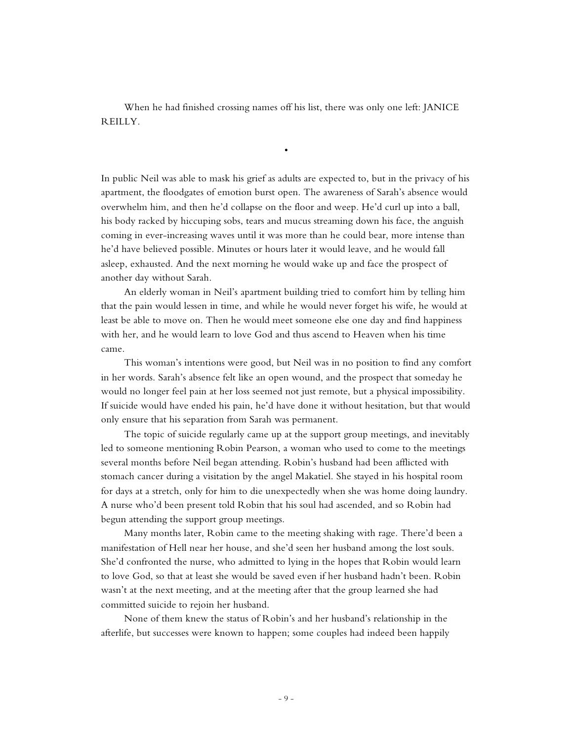When he had finished crossing names off his list, there was only one left: JANICE REILLY.

•

In public Neil was able to mask his grief as adults are expected to, but in the privacy of his apartment, the floodgates of emotion burst open. The awareness of Sarah's absence would overwhelm him, and then he'd collapse on the floor and weep. He'd curl up into a ball, his body racked by hiccuping sobs, tears and mucus streaming down his face, the anguish coming in ever-increasing waves until it was more than he could bear, more intense than he'd have believed possible. Minutes or hours later it would leave, and he would fall asleep, exhausted. And the next morning he would wake up and face the prospect of another day without Sarah.

An elderly woman in Neil's apartment building tried to comfort him by telling him that the pain would lessen in time, and while he would never forget his wife, he would at least be able to move on. Then he would meet someone else one day and find happiness with her, and he would learn to love God and thus ascend to Heaven when his time came.

This woman's intentions were good, but Neil was in no position to find any comfort in her words. Sarah's absence felt like an open wound, and the prospect that someday he would no longer feel pain at her loss seemed not just remote, but a physical impossibility. If suicide would have ended his pain, he'd have done it without hesitation, but that would only ensure that his separation from Sarah was permanent.

The topic of suicide regularly came up at the support group meetings, and inevitably led to someone mentioning Robin Pearson, a woman who used to come to the meetings several months before Neil began attending. Robin's husband had been afflicted with stomach cancer during a visitation by the angel Makatiel. She stayed in his hospital room for days at a stretch, only for him to die unexpectedly when she was home doing laundry. A nurse who'd been present told Robin that his soul had ascended, and so Robin had begun attending the support group meetings.

Many months later, Robin came to the meeting shaking with rage. There'd been a manifestation of Hell near her house, and she'd seen her husband among the lost souls. She'd confronted the nurse, who admitted to lying in the hopes that Robin would learn to love God, so that at least she would be saved even if her husband hadn't been. Robin wasn't at the next meeting, and at the meeting after that the group learned she had committed suicide to rejoin her husband.

None of them knew the status of Robin's and her husband's relationship in the afterlife, but successes were known to happen; some couples had indeed been happily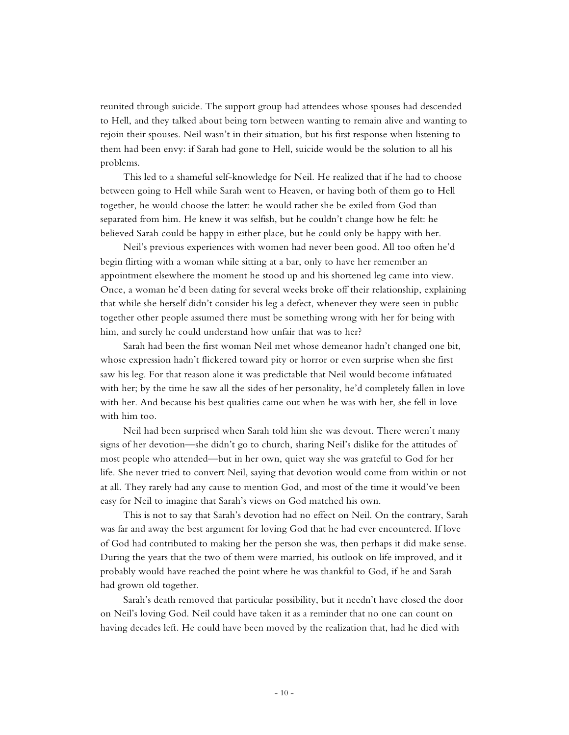reunited through suicide. The support group had attendees whose spouses had descended to Hell, and they talked about being torn between wanting to remain alive and wanting to rejoin their spouses. Neil wasn't in their situation, but his first response when listening to them had been envy: if Sarah had gone to Hell, suicide would be the solution to all his problems.

This led to a shameful self-knowledge for Neil. He realized that if he had to choose between going to Hell while Sarah went to Heaven, or having both of them go to Hell together, he would choose the latter: he would rather she be exiled from God than separated from him. He knew it was selfish, but he couldn't change how he felt: he believed Sarah could be happy in either place, but he could only be happy with her.

Neil's previous experiences with women had never been good. All too often he'd begin flirting with a woman while sitting at a bar, only to have her remember an appointment elsewhere the moment he stood up and his shortened leg came into view. Once, a woman he'd been dating for several weeks broke off their relationship, explaining that while she herself didn't consider his leg a defect, whenever they were seen in public together other people assumed there must be something wrong with her for being with him, and surely he could understand how unfair that was to her?

Sarah had been the first woman Neil met whose demeanor hadn't changed one bit, whose expression hadn't flickered toward pity or horror or even surprise when she first saw his leg. For that reason alone it was predictable that Neil would become infatuated with her; by the time he saw all the sides of her personality, he'd completely fallen in love with her. And because his best qualities came out when he was with her, she fell in love with him too.

Neil had been surprised when Sarah told him she was devout. There weren't many signs of her devotion—she didn't go to church, sharing Neil's dislike for the attitudes of most people who attended—but in her own, quiet way she was grateful to God for her life. She never tried to convert Neil, saying that devotion would come from within or not at all. They rarely had any cause to mention God, and most of the time it would've been easy for Neil to imagine that Sarah's views on God matched his own.

This is not to say that Sarah's devotion had no effect on Neil. On the contrary, Sarah was far and away the best argument for loving God that he had ever encountered. If love of God had contributed to making her the person she was, then perhaps it did make sense. During the years that the two of them were married, his outlook on life improved, and it probably would have reached the point where he was thankful to God, if he and Sarah had grown old together.

Sarah's death removed that particular possibility, but it needn't have closed the door on Neil's loving God. Neil could have taken it as a reminder that no one can count on having decades left. He could have been moved by the realization that, had he died with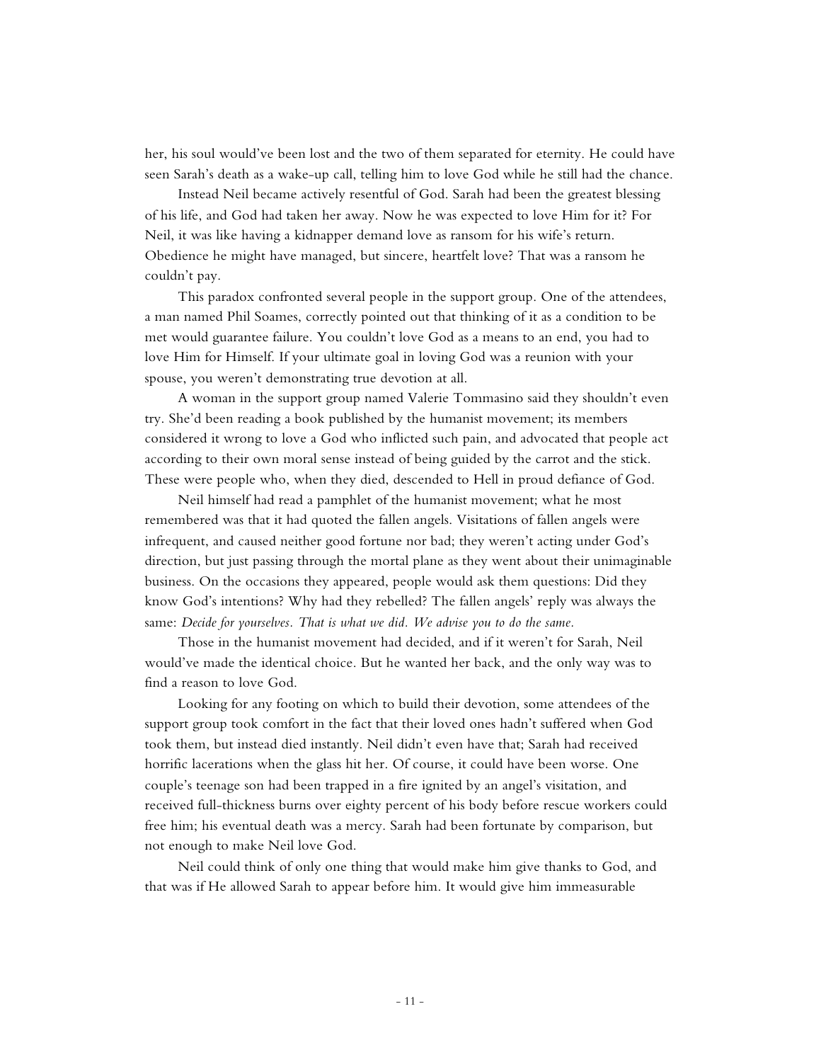her, his soul would've been lost and the two of them separated for eternity. He could have seen Sarah's death as a wake-up call, telling him to love God while he still had the chance.

Instead Neil became actively resentful of God. Sarah had been the greatest blessing of his life, and God had taken her away. Now he was expected to love Him for it? For Neil, it was like having a kidnapper demand love as ransom for his wife's return. Obedience he might have managed, but sincere, heartfelt love? That was a ransom he couldn't pay.

This paradox confronted several people in the support group. One of the attendees, a man named Phil Soames, correctly pointed out that thinking of it as a condition to be met would guarantee failure. You couldn't love God as a means to an end, you had to love Him for Himself. If your ultimate goal in loving God was a reunion with your spouse, you weren't demonstrating true devotion at all.

A woman in the support group named Valerie Tommasino said they shouldn't even try. She'd been reading a book published by the humanist movement; its members considered it wrong to love a God who inflicted such pain, and advocated that people act according to their own moral sense instead of being guided by the carrot and the stick. These were people who, when they died, descended to Hell in proud defiance of God.

Neil himself had read a pamphlet of the humanist movement; what he most remembered was that it had quoted the fallen angels. Visitations of fallen angels were infrequent, and caused neither good fortune nor bad; they weren't acting under God's direction, but just passing through the mortal plane as they went about their unimaginable business. On the occasions they appeared, people would ask them questions: Did they know God's intentions? Why had they rebelled? The fallen angels' reply was always the same: *Decide for yourselves. That is what we did. We advise you to do the same.*

Those in the humanist movement had decided, and if it weren't for Sarah, Neil would've made the identical choice. But he wanted her back, and the only way was to find a reason to love God.

Looking for any footing on which to build their devotion, some attendees of the support group took comfort in the fact that their loved ones hadn't suffered when God took them, but instead died instantly. Neil didn't even have that; Sarah had received horrific lacerations when the glass hit her. Of course, it could have been worse. One couple's teenage son had been trapped in a fire ignited by an angel's visitation, and received full-thickness burns over eighty percent of his body before rescue workers could free him; his eventual death was a mercy. Sarah had been fortunate by comparison, but not enough to make Neil love God.

Neil could think of only one thing that would make him give thanks to God, and that was if He allowed Sarah to appear before him. It would give him immeasurable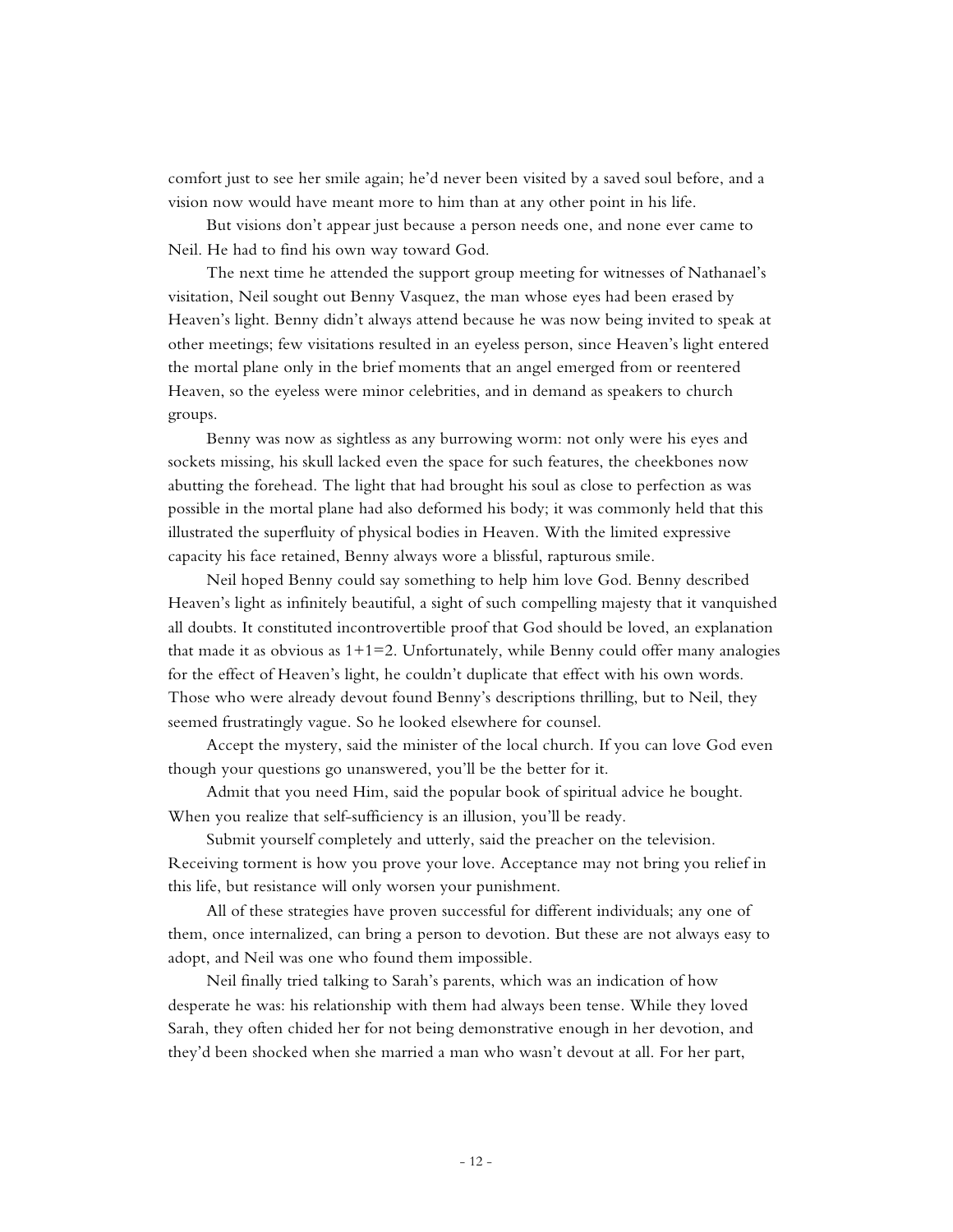comfort just to see her smile again; he'd never been visited by a saved soul before, and a vision now would have meant more to him than at any other point in his life.

But visions don't appear just because a person needs one, and none ever came to Neil. He had to find his own way toward God.

The next time he attended the support group meeting for witnesses of Nathanael's visitation, Neil sought out Benny Vasquez, the man whose eyes had been erased by Heaven's light. Benny didn't always attend because he was now being invited to speak at other meetings; few visitations resulted in an eyeless person, since Heaven's light entered the mortal plane only in the brief moments that an angel emerged from or reentered Heaven, so the eyeless were minor celebrities, and in demand as speakers to church groups.

Benny was now as sightless as any burrowing worm: not only were his eyes and sockets missing, his skull lacked even the space for such features, the cheekbones now abutting the forehead. The light that had brought his soul as close to perfection as was possible in the mortal plane had also deformed his body; it was commonly held that this illustrated the superfluity of physical bodies in Heaven. With the limited expressive capacity his face retained, Benny always wore a blissful, rapturous smile.

Neil hoped Benny could say something to help him love God. Benny described Heaven's light as infinitely beautiful, a sight of such compelling majesty that it vanquished all doubts. It constituted incontrovertible proof that God should be loved, an explanation that made it as obvious as 1+1=2. Unfortunately, while Benny could offer many analogies for the effect of Heaven's light, he couldn't duplicate that effect with his own words. Those who were already devout found Benny's descriptions thrilling, but to Neil, they seemed frustratingly vague. So he looked elsewhere for counsel.

Accept the mystery, said the minister of the local church. If you can love God even though your questions go unanswered, you'll be the better for it.

Admit that you need Him, said the popular book of spiritual advice he bought. When you realize that self-sufficiency is an illusion, you'll be ready.

Submit yourself completely and utterly, said the preacher on the television. Receiving torment is how you prove your love. Acceptance may not bring you relief in this life, but resistance will only worsen your punishment.

All of these strategies have proven successful for different individuals; any one of them, once internalized, can bring a person to devotion. But these are not always easy to adopt, and Neil was one who found them impossible.

Neil finally tried talking to Sarah's parents, which was an indication of how desperate he was: his relationship with them had always been tense. While they loved Sarah, they often chided her for not being demonstrative enough in her devotion, and they'd been shocked when she married a man who wasn't devout at all. For her part,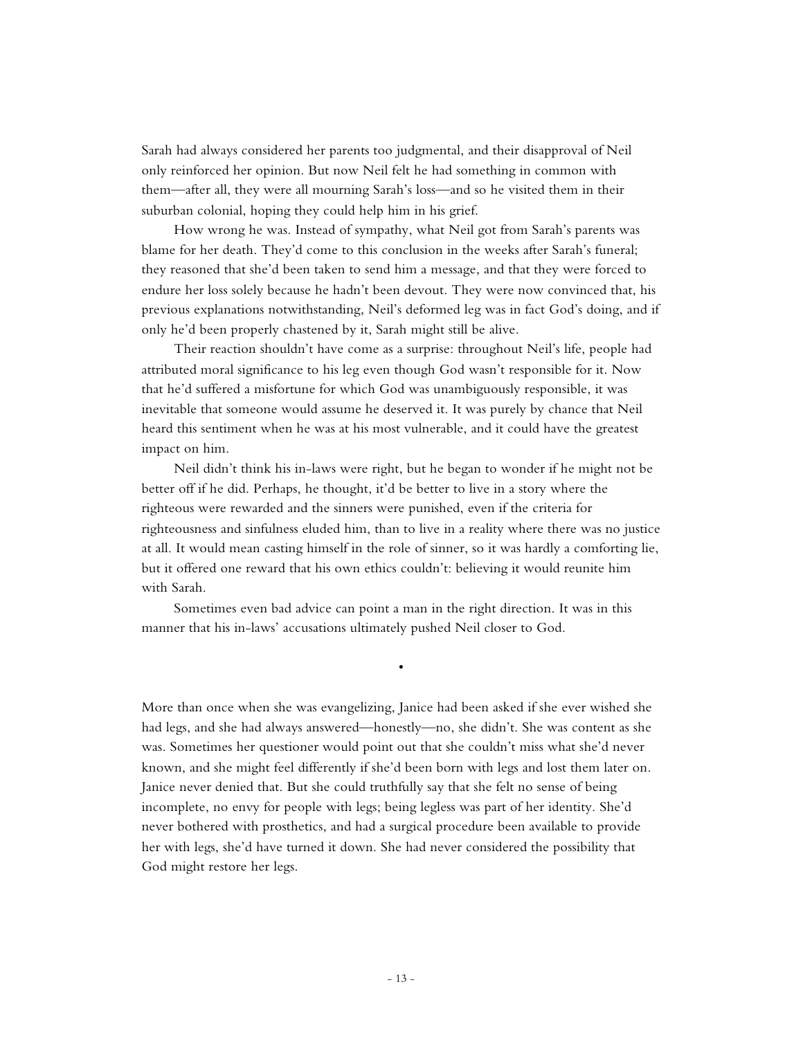Sarah had always considered her parents too judgmental, and their disapproval of Neil only reinforced her opinion. But now Neil felt he had something in common with them—after all, they were all mourning Sarah's loss—and so he visited them in their suburban colonial, hoping they could help him in his grief.

How wrong he was. Instead of sympathy, what Neil got from Sarah's parents was blame for her death. They'd come to this conclusion in the weeks after Sarah's funeral; they reasoned that she'd been taken to send him a message, and that they were forced to endure her loss solely because he hadn't been devout. They were now convinced that, his previous explanations notwithstanding, Neil's deformed leg was in fact God's doing, and if only he'd been properly chastened by it, Sarah might still be alive.

Their reaction shouldn't have come as a surprise: throughout Neil's life, people had attributed moral significance to his leg even though God wasn't responsible for it. Now that he'd suffered a misfortune for which God was unambiguously responsible, it was inevitable that someone would assume he deserved it. It was purely by chance that Neil heard this sentiment when he was at his most vulnerable, and it could have the greatest impact on him.

Neil didn't think his in-laws were right, but he began to wonder if he might not be better off if he did. Perhaps, he thought, it'd be better to live in a story where the righteous were rewarded and the sinners were punished, even if the criteria for righteousness and sinfulness eluded him, than to live in a reality where there was no justice at all. It would mean casting himself in the role of sinner, so it was hardly a comforting lie, but it offered one reward that his own ethics couldn't: believing it would reunite him with Sarah.

Sometimes even bad advice can point a man in the right direction. It was in this manner that his in-laws' accusations ultimately pushed Neil closer to God.

•

More than once when she was evangelizing, Janice had been asked if she ever wished she had legs, and she had always answered—honestly—no, she didn't. She was content as she was. Sometimes her questioner would point out that she couldn't miss what she'd never known, and she might feel differently if she'd been born with legs and lost them later on. Janice never denied that. But she could truthfully say that she felt no sense of being incomplete, no envy for people with legs; being legless was part of her identity. She'd never bothered with prosthetics, and had a surgical procedure been available to provide her with legs, she'd have turned it down. She had never considered the possibility that God might restore her legs.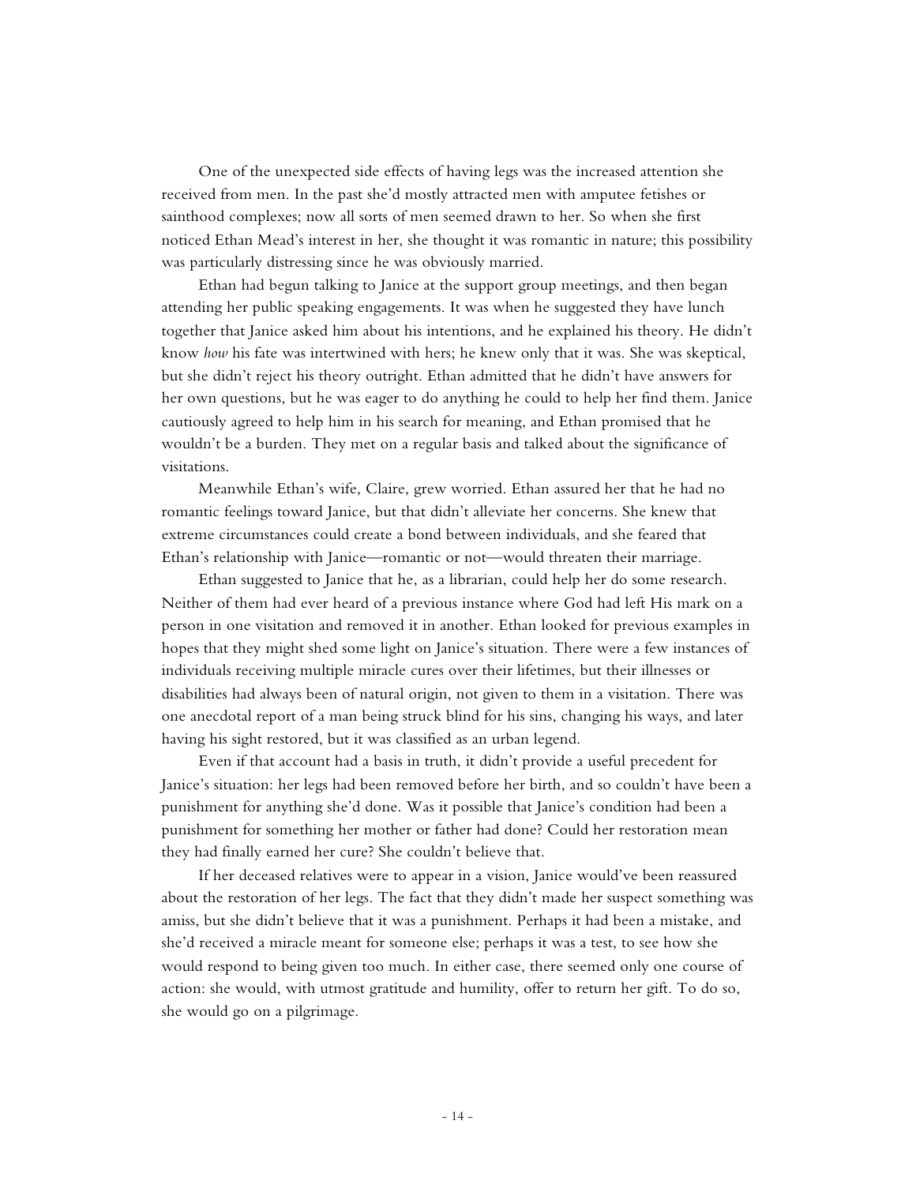One of the unexpected side effects of having legs was the increased attention she received from men. In the past she'd mostly attracted men with amputee fetishes or sainthood complexes; now all sorts of men seemed drawn to her. So when she first noticed Ethan Mead's interest in her, she thought it was romantic in nature; this possibility was particularly distressing since he was obviously married.

Ethan had begun talking to Janice at the support group meetings, and then began attending her public speaking engagements. It was when he suggested they have lunch together that Janice asked him about his intentions, and he explained his theory. He didn't know *how* his fate was intertwined with hers; he knew only that it was. She was skeptical, but she didn't reject his theory outright. Ethan admitted that he didn't have answers for her own questions, but he was eager to do anything he could to help her find them. Janice cautiously agreed to help him in his search for meaning, and Ethan promised that he wouldn't be a burden. They met on a regular basis and talked about the significance of visitations.

Meanwhile Ethan's wife, Claire, grew worried. Ethan assured her that he had no romantic feelings toward Janice, but that didn't alleviate her concerns. She knew that extreme circumstances could create a bond between individuals, and she feared that Ethan's relationship with Janice—romantic or not—would threaten their marriage.

Ethan suggested to Janice that he, as a librarian, could help her do some research. Neither of them had ever heard of a previous instance where God had left His mark on a person in one visitation and removed it in another. Ethan looked for previous examples in hopes that they might shed some light on Janice's situation. There were a few instances of individuals receiving multiple miracle cures over their lifetimes, but their illnesses or disabilities had always been of natural origin, not given to them in a visitation. There was one anecdotal report of a man being struck blind for his sins, changing his ways, and later having his sight restored, but it was classified as an urban legend.

Even if that account had a basis in truth, it didn't provide a useful precedent for Janice's situation: her legs had been removed before her birth, and so couldn't have been a punishment for anything she'd done. Was it possible that Janice's condition had been a punishment for something her mother or father had done? Could her restoration mean they had finally earned her cure? She couldn't believe that.

If her deceased relatives were to appear in a vision, Janice would've been reassured about the restoration of her legs. The fact that they didn't made her suspect something was amiss, but she didn't believe that it was a punishment. Perhaps it had been a mistake, and she'd received a miracle meant for someone else; perhaps it was a test, to see how she would respond to being given too much. In either case, there seemed only one course of action: she would, with utmost gratitude and humility, offer to return her gift. To do so, she would go on a pilgrimage.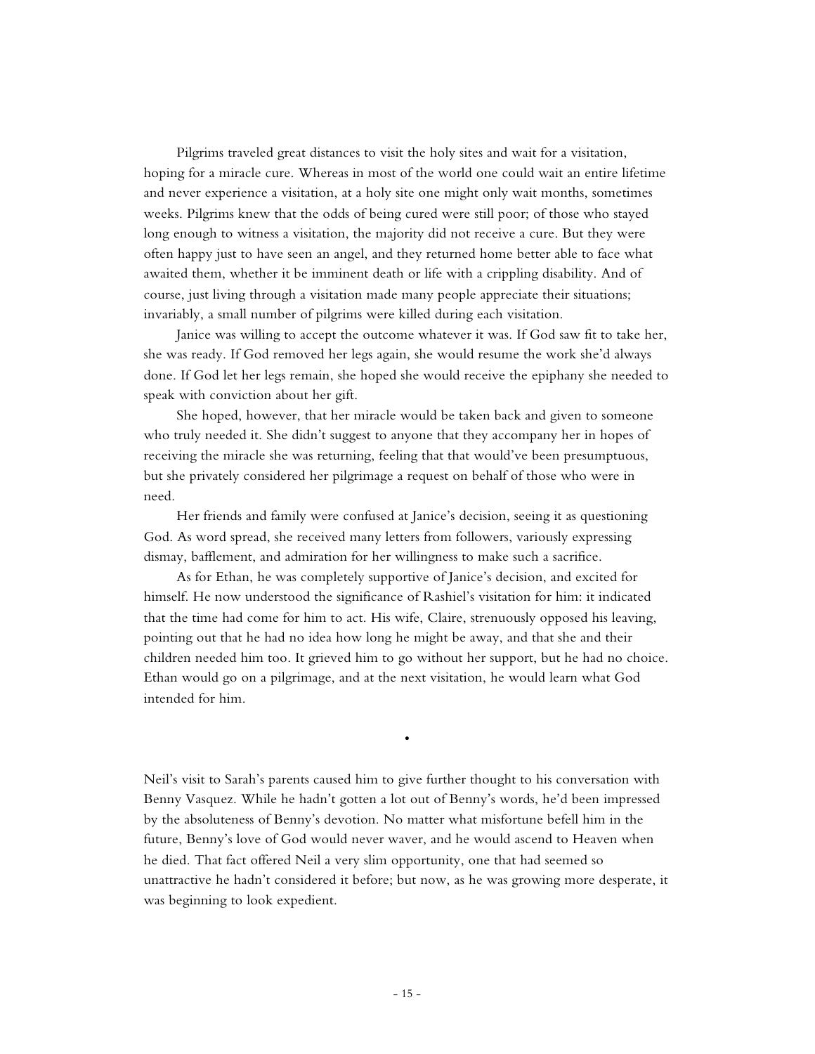Pilgrims traveled great distances to visit the holy sites and wait for a visitation, hoping for a miracle cure. Whereas in most of the world one could wait an entire lifetime and never experience a visitation, at a holy site one might only wait months, sometimes weeks. Pilgrims knew that the odds of being cured were still poor; of those who stayed long enough to witness a visitation, the majority did not receive a cure. But they were often happy just to have seen an angel, and they returned home better able to face what awaited them, whether it be imminent death or life with a crippling disability. And of course, just living through a visitation made many people appreciate their situations; invariably, a small number of pilgrims were killed during each visitation.

Janice was willing to accept the outcome whatever it was. If God saw fit to take her, she was ready. If God removed her legs again, she would resume the work she'd always done. If God let her legs remain, she hoped she would receive the epiphany she needed to speak with conviction about her gift.

She hoped, however, that her miracle would be taken back and given to someone who truly needed it. She didn't suggest to anyone that they accompany her in hopes of receiving the miracle she was returning, feeling that that would've been presumptuous, but she privately considered her pilgrimage a request on behalf of those who were in need.

Her friends and family were confused at Janice's decision, seeing it as questioning God. As word spread, she received many letters from followers, variously expressing dismay, bafflement, and admiration for her willingness to make such a sacrifice.

As for Ethan, he was completely supportive of Janice's decision, and excited for himself. He now understood the significance of Rashiel's visitation for him: it indicated that the time had come for him to act. His wife, Claire, strenuously opposed his leaving, pointing out that he had no idea how long he might be away, and that she and their children needed him too. It grieved him to go without her support, but he had no choice. Ethan would go on a pilgrimage, and at the next visitation, he would learn what God intended for him.

•

Neil's visit to Sarah's parents caused him to give further thought to his conversation with Benny Vasquez. While he hadn't gotten a lot out of Benny's words, he'd been impressed by the absoluteness of Benny's devotion. No matter what misfortune befell him in the future, Benny's love of God would never waver, and he would ascend to Heaven when he died. That fact offered Neil a very slim opportunity, one that had seemed so unattractive he hadn't considered it before; but now, as he was growing more desperate, it was beginning to look expedient.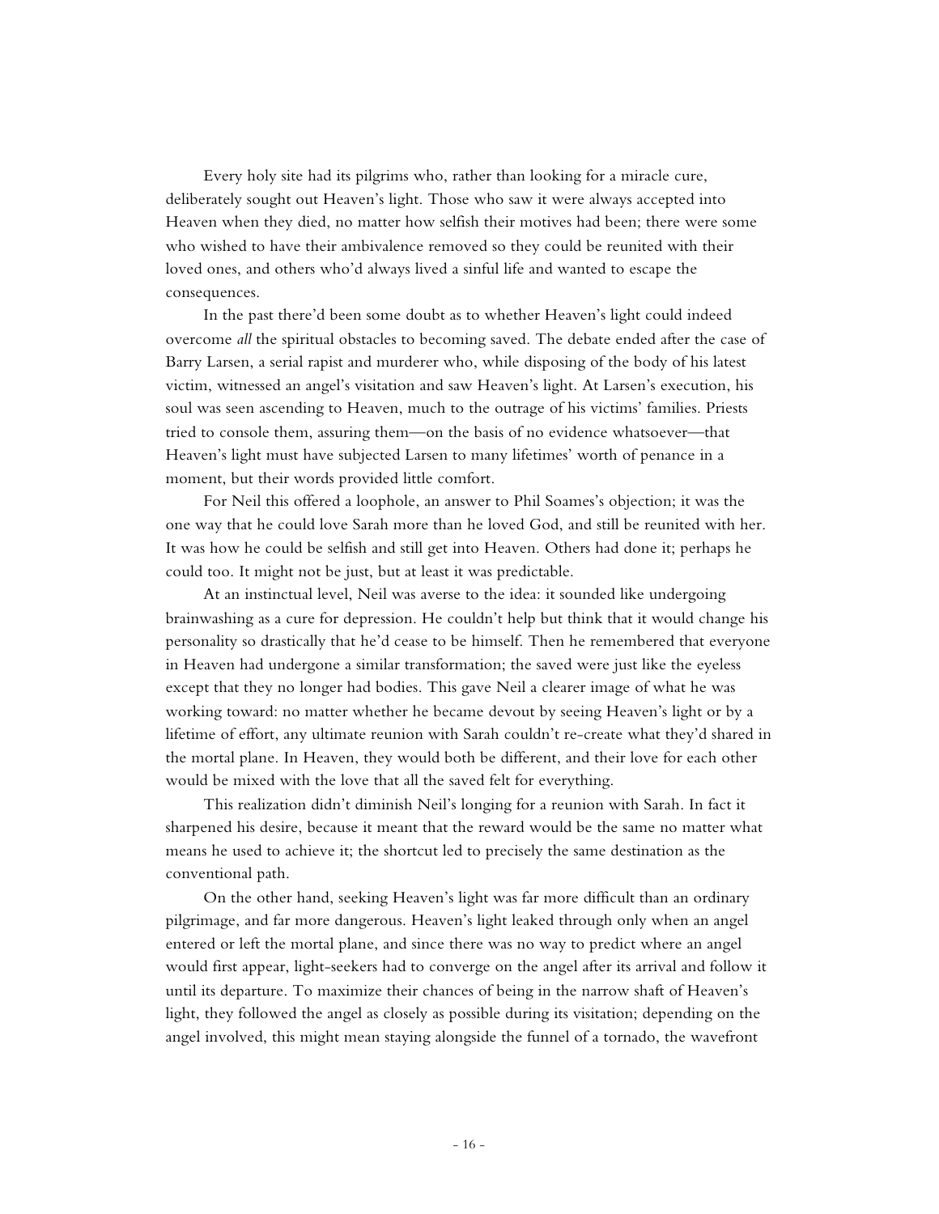Every holy site had its pilgrims who, rather than looking for a miracle cure, deliberately sought out Heaven's light. Those who saw it were always accepted into Heaven when they died, no matter how selfish their motives had been; there were some who wished to have their ambivalence removed so they could be reunited with their loved ones, and others who'd always lived a sinful life and wanted to escape the consequences.

In the past there'd been some doubt as to whether Heaven's light could indeed overcome *all* the spiritual obstacles to becoming saved. The debate ended after the case of Barry Larsen, a serial rapist and murderer who, while disposing of the body of his latest victim, witnessed an angel's visitation and saw Heaven's light. At Larsen's execution, his soul was seen ascending to Heaven, much to the outrage of his victims' families. Priests tried to console them, assuring them—on the basis of no evidence whatsoever—that Heaven's light must have subjected Larsen to many lifetimes' worth of penance in a moment, but their words provided little comfort.

For Neil this offered a loophole, an answer to Phil Soames's objection; it was the one way that he could love Sarah more than he loved God, and still be reunited with her. It was how he could be selfish and still get into Heaven. Others had done it; perhaps he could too. It might not be just, but at least it was predictable.

At an instinctual level, Neil was averse to the idea: it sounded like undergoing brainwashing as a cure for depression. He couldn't help but think that it would change his personality so drastically that he'd cease to be himself. Then he remembered that everyone in Heaven had undergone a similar transformation; the saved were just like the eyeless except that they no longer had bodies. This gave Neil a clearer image of what he was working toward: no matter whether he became devout by seeing Heaven's light or by a lifetime of effort, any ultimate reunion with Sarah couldn't re-create what they'd shared in the mortal plane. In Heaven, they would both be different, and their love for each other would be mixed with the love that all the saved felt for everything.

This realization didn't diminish Neil's longing for a reunion with Sarah. In fact it sharpened his desire, because it meant that the reward would be the same no matter what means he used to achieve it; the shortcut led to precisely the same destination as the conventional path.

On the other hand, seeking Heaven's light was far more difficult than an ordinary pilgrimage, and far more dangerous. Heaven's light leaked through only when an angel entered or left the mortal plane, and since there was no way to predict where an angel would first appear, light-seekers had to converge on the angel after its arrival and follow it until its departure. To maximize their chances of being in the narrow shaft of Heaven's light, they followed the angel as closely as possible during its visitation; depending on the angel involved, this might mean staying alongside the funnel of a tornado, the wavefront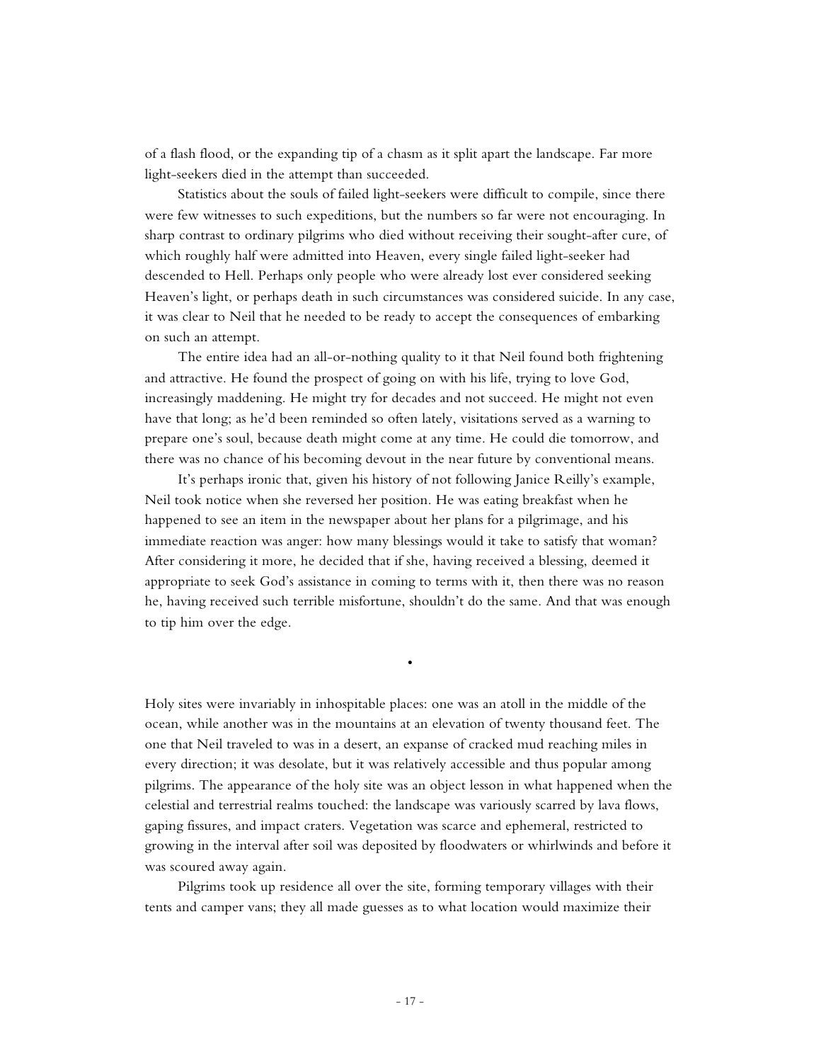of a flash flood, or the expanding tip of a chasm as it split apart the landscape. Far more light-seekers died in the attempt than succeeded.

Statistics about the souls of failed light-seekers were difficult to compile, since there were few witnesses to such expeditions, but the numbers so far were not encouraging. In sharp contrast to ordinary pilgrims who died without receiving their sought-after cure, of which roughly half were admitted into Heaven, every single failed light-seeker had descended to Hell. Perhaps only people who were already lost ever considered seeking Heaven's light, or perhaps death in such circumstances was considered suicide. In any case, it was clear to Neil that he needed to be ready to accept the consequences of embarking on such an attempt.

The entire idea had an all-or-nothing quality to it that Neil found both frightening and attractive. He found the prospect of going on with his life, trying to love God, increasingly maddening. He might try for decades and not succeed. He might not even have that long; as he'd been reminded so often lately, visitations served as a warning to prepare one's soul, because death might come at any time. He could die tomorrow, and there was no chance of his becoming devout in the near future by conventional means.

It's perhaps ironic that, given his history of not following Janice Reilly's example, Neil took notice when she reversed her position. He was eating breakfast when he happened to see an item in the newspaper about her plans for a pilgrimage, and his immediate reaction was anger: how many blessings would it take to satisfy that woman? After considering it more, he decided that if she, having received a blessing, deemed it appropriate to seek God's assistance in coming to terms with it, then there was no reason he, having received such terrible misfortune, shouldn't do the same. And that was enough to tip him over the edge.

•

Holy sites were invariably in inhospitable places: one was an atoll in the middle of the ocean, while another was in the mountains at an elevation of twenty thousand feet. The one that Neil traveled to was in a desert, an expanse of cracked mud reaching miles in every direction; it was desolate, but it was relatively accessible and thus popular among pilgrims. The appearance of the holy site was an object lesson in what happened when the celestial and terrestrial realms touched: the landscape was variously scarred by lava flows, gaping fissures, and impact craters. Vegetation was scarce and ephemeral, restricted to growing in the interval after soil was deposited by floodwaters or whirlwinds and before it was scoured away again.

Pilgrims took up residence all over the site, forming temporary villages with their tents and camper vans; they all made guesses as to what location would maximize their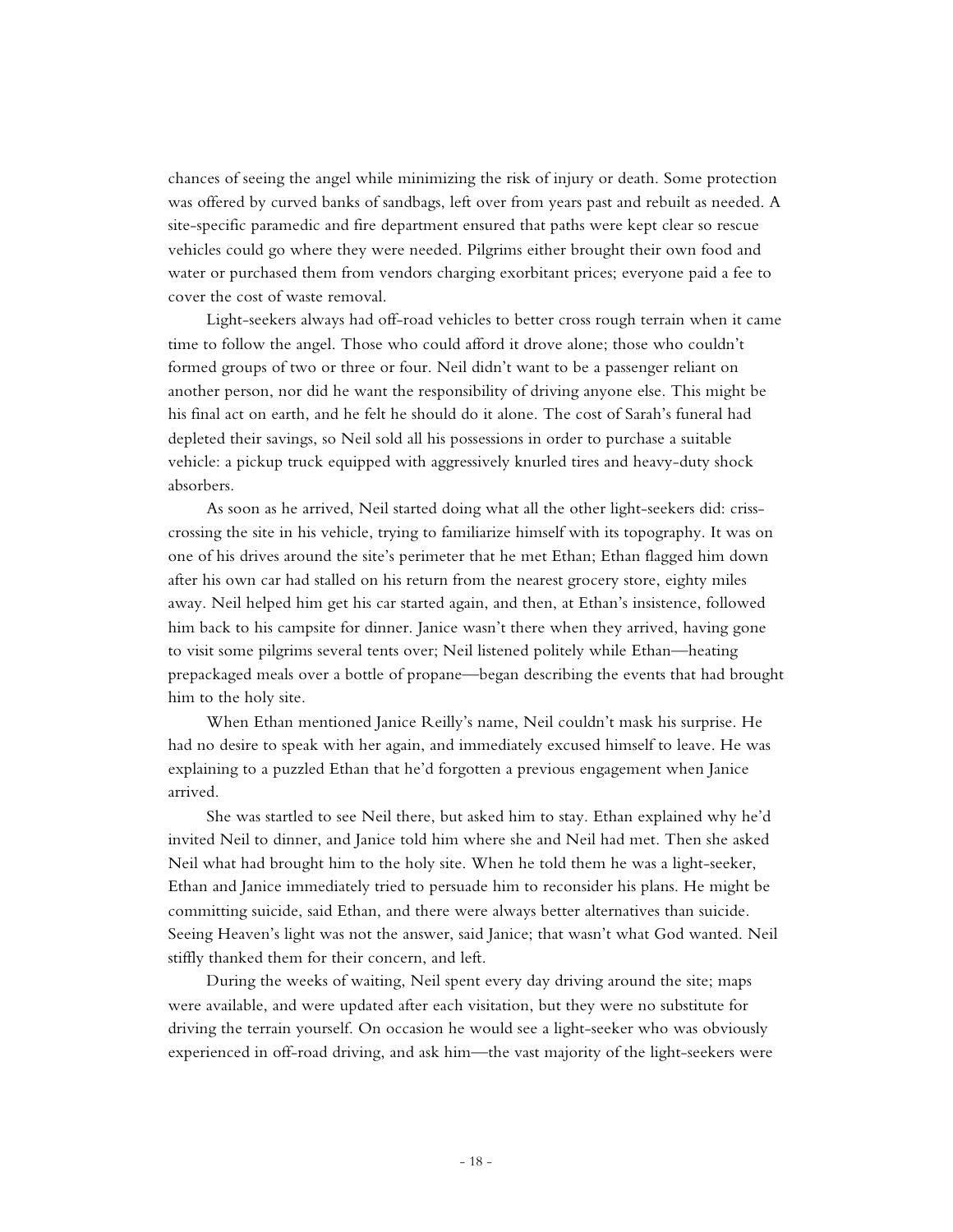chances of seeing the angel while minimizing the risk of injury or death. Some protection was offered by curved banks of sandbags, left over from years past and rebuilt as needed. A site-specific paramedic and fire department ensured that paths were kept clear so rescue vehicles could go where they were needed. Pilgrims either brought their own food and water or purchased them from vendors charging exorbitant prices; everyone paid a fee to cover the cost of waste removal.

Light-seekers always had off-road vehicles to better cross rough terrain when it came time to follow the angel. Those who could afford it drove alone; those who couldn't formed groups of two or three or four. Neil didn't want to be a passenger reliant on another person, nor did he want the responsibility of driving anyone else. This might be his final act on earth, and he felt he should do it alone. The cost of Sarah's funeral had depleted their savings, so Neil sold all his possessions in order to purchase a suitable vehicle: a pickup truck equipped with aggressively knurled tires and heavy-duty shock absorbers.

As soon as he arrived, Neil started doing what all the other light-seekers did: criss-crossing the site in his vehicle, trying to familiarize himself with its topography. It was on one of his drives around the site's perimeter that he met Ethan; Ethan flagged him down after his own car had stalled on his return from the nearest grocery store, eighty miles away. Neil helped him get his car started again, and then, at Ethan's insistence, followed him back to his campsite for dinner. Janice wasn't there when they arrived, having gone to visit some pilgrims several tents over; Neil listened politely while Ethan—heating prepackaged meals over a bottle of propane—began describing the events that had brought him to the holy site.

When Ethan mentioned Janice Reilly's name, Neil couldn't mask his surprise. He had no desire to speak with her again, and immediately excused himself to leave. He was explaining to a puzzled Ethan that he'd forgotten a previous engagement when Janice arrived.

She was startled to see Neil there, but asked him to stay. Ethan explained why he'd invited Neil to dinner, and Janice told him where she and Neil had met. Then she asked Neil what had brought him to the holy site. When he told them he was a light-seeker, Ethan and Janice immediately tried to persuade him to reconsider his plans. He might be committing suicide, said Ethan, and there were always better alternatives than suicide. Seeing Heaven's light was not the answer, said Janice; that wasn't what God wanted. Neil stiffly thanked them for their concern, and left.

During the weeks of waiting, Neil spent every day driving around the site; maps were available, and were updated after each visitation, but they were no substitute for driving the terrain yourself. On occasion he would see a light-seeker who was obviously experienced in off-road driving, and ask him—the vast majority of the light-seekers were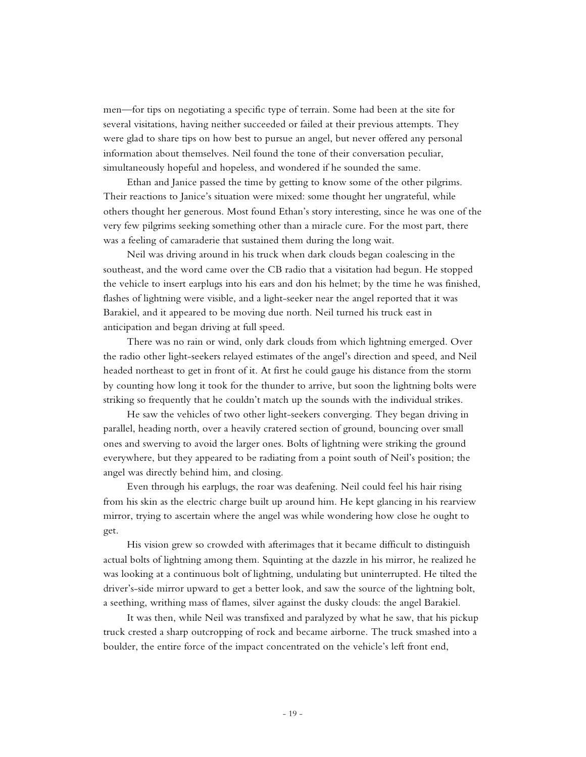men—for tips on negotiating a specific type of terrain. Some had been at the site for several visitations, having neither succeeded or failed at their previous attempts. They were glad to share tips on how best to pursue an angel, but never offered any personal information about themselves. Neil found the tone of their conversation peculiar, simultaneously hopeful and hopeless, and wondered if he sounded the same.

Ethan and Janice passed the time by getting to know some of the other pilgrims. Their reactions to Janice's situation were mixed: some thought her ungrateful, while others thought her generous. Most found Ethan's story interesting, since he was one of the very few pilgrims seeking something other than a miracle cure. For the most part, there was a feeling of camaraderie that sustained them during the long wait.

Neil was driving around in his truck when dark clouds began coalescing in the southeast, and the word came over the CB radio that a visitation had begun. He stopped the vehicle to insert earplugs into his ears and don his helmet; by the time he was finished, flashes of lightning were visible, and a light-seeker near the angel reported that it was Barakiel, and it appeared to be moving due north. Neil turned his truck east in anticipation and began driving at full speed.

There was no rain or wind, only dark clouds from which lightning emerged. Over the radio other light-seekers relayed estimates of the angel's direction and speed, and Neil headed northeast to get in front of it. At first he could gauge his distance from the storm by counting how long it took for the thunder to arrive, but soon the lightning bolts were striking so frequently that he couldn't match up the sounds with the individual strikes.

He saw the vehicles of two other light-seekers converging. They began driving in parallel, heading north, over a heavily cratered section of ground, bouncing over small ones and swerving to avoid the larger ones. Bolts of lightning were striking the ground everywhere, but they appeared to be radiating from a point south of Neil's position; the angel was directly behind him, and closing.

Even through his earplugs, the roar was deafening. Neil could feel his hair rising from his skin as the electric charge built up around him. He kept glancing in his rearview mirror, trying to ascertain where the angel was while wondering how close he ought to get.

His vision grew so crowded with afterimages that it became difficult to distinguish actual bolts of lightning among them. Squinting at the dazzle in his mirror, he realized he was looking at a continuous bolt of lightning, undulating but uninterrupted. He tilted the driver's-side mirror upward to get a better look, and saw the source of the lightning bolt, a seething, writhing mass of flames, silver against the dusky clouds: the angel Barakiel.

It was then, while Neil was transfixed and paralyzed by what he saw, that his pickup truck crested a sharp outcropping of rock and became airborne. The truck smashed into a boulder, the entire force of the impact concentrated on the vehicle's left front end,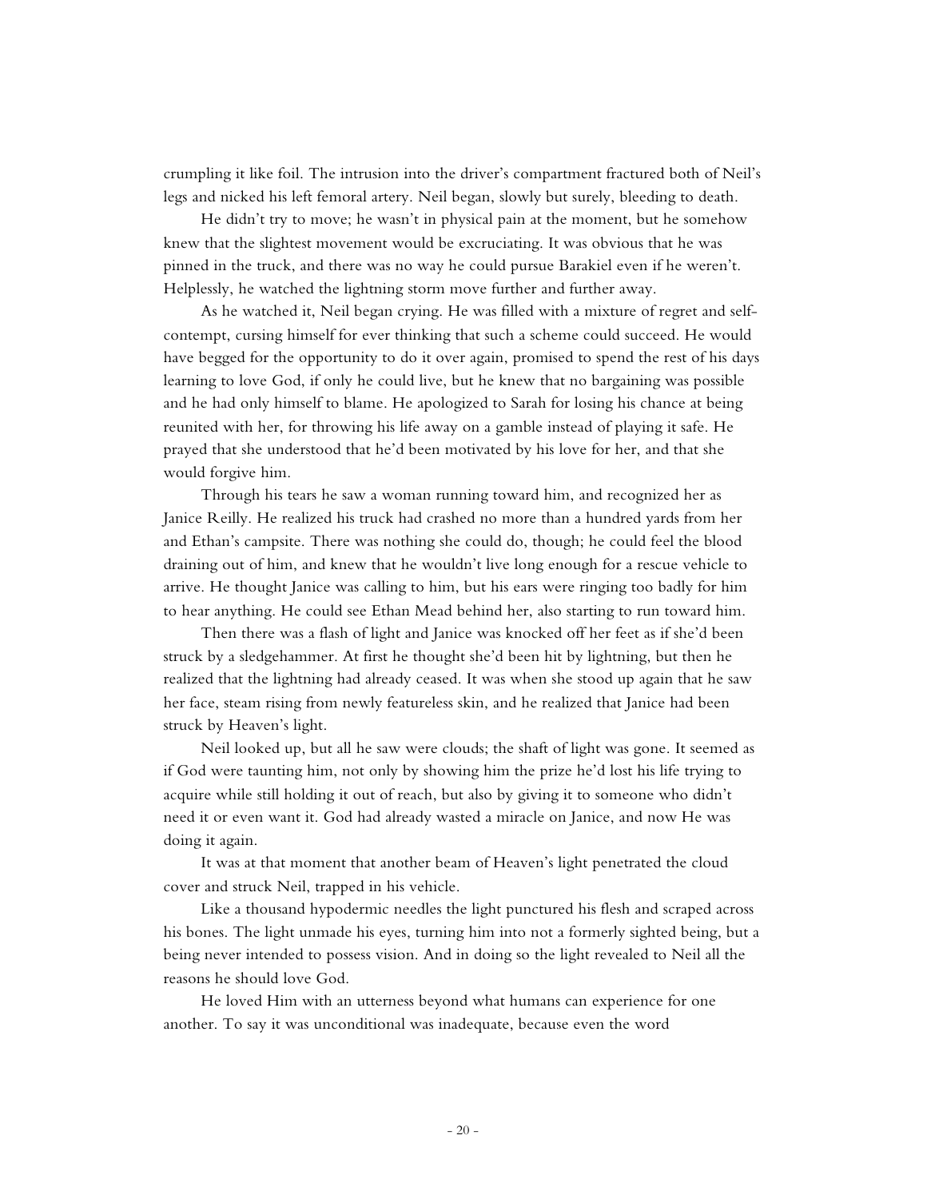crumpling it like foil. The intrusion into the driver's compartment fractured both of Neil's legs and nicked his left femoral artery. Neil began, slowly but surely, bleeding to death.

He didn't try to move; he wasn't in physical pain at the moment, but he somehow knew that the slightest movement would be excruciating. It was obvious that he was pinned in the truck, and there was no way he could pursue Barakiel even if he weren't. Helplessly, he watched the lightning storm move further and further away.

As he watched it, Neil began crying. He was filled with a mixture of regret and self-contempt, cursing himself for ever thinking that such a scheme could succeed. He would have begged for the opportunity to do it over again, promised to spend the rest of his days learning to love God, if only he could live, but he knew that no bargaining was possible and he had only himself to blame. He apologized to Sarah for losing his chance at being reunited with her, for throwing his life away on a gamble instead of playing it safe. He prayed that she understood that he'd been motivated by his love for her, and that she would forgive him.

Through his tears he saw a woman running toward him, and recognized her as Janice Reilly. He realized his truck had crashed no more than a hundred yards from her and Ethan's campsite. There was nothing she could do, though; he could feel the blood draining out of him, and knew that he wouldn't live long enough for a rescue vehicle to arrive. He thought Janice was calling to him, but his ears were ringing too badly for him to hear anything. He could see Ethan Mead behind her, also starting to run toward him.

Then there was a flash of light and Janice was knocked off her feet as if she'd been struck by a sledgehammer. At first he thought she'd been hit by lightning, but then he realized that the lightning had already ceased. It was when she stood up again that he saw her face, steam rising from newly featureless skin, and he realized that Janice had been struck by Heaven's light.

Neil looked up, but all he saw were clouds; the shaft of light was gone. It seemed as if God were taunting him, not only by showing him the prize he'd lost his life trying to acquire while still holding it out of reach, but also by giving it to someone who didn't need it or even want it. God had already wasted a miracle on Janice, and now He was doing it again.

It was at that moment that another beam of Heaven's light penetrated the cloud cover and struck Neil, trapped in his vehicle.

Like a thousand hypodermic needles the light punctured his flesh and scraped across his bones. The light unmade his eyes, turning him into not a formerly sighted being, but a being never intended to possess vision. And in doing so the light revealed to Neil all the reasons he should love God.

He loved Him with an utterness beyond what humans can experience for one another. To say it was unconditional was inadequate, because even the word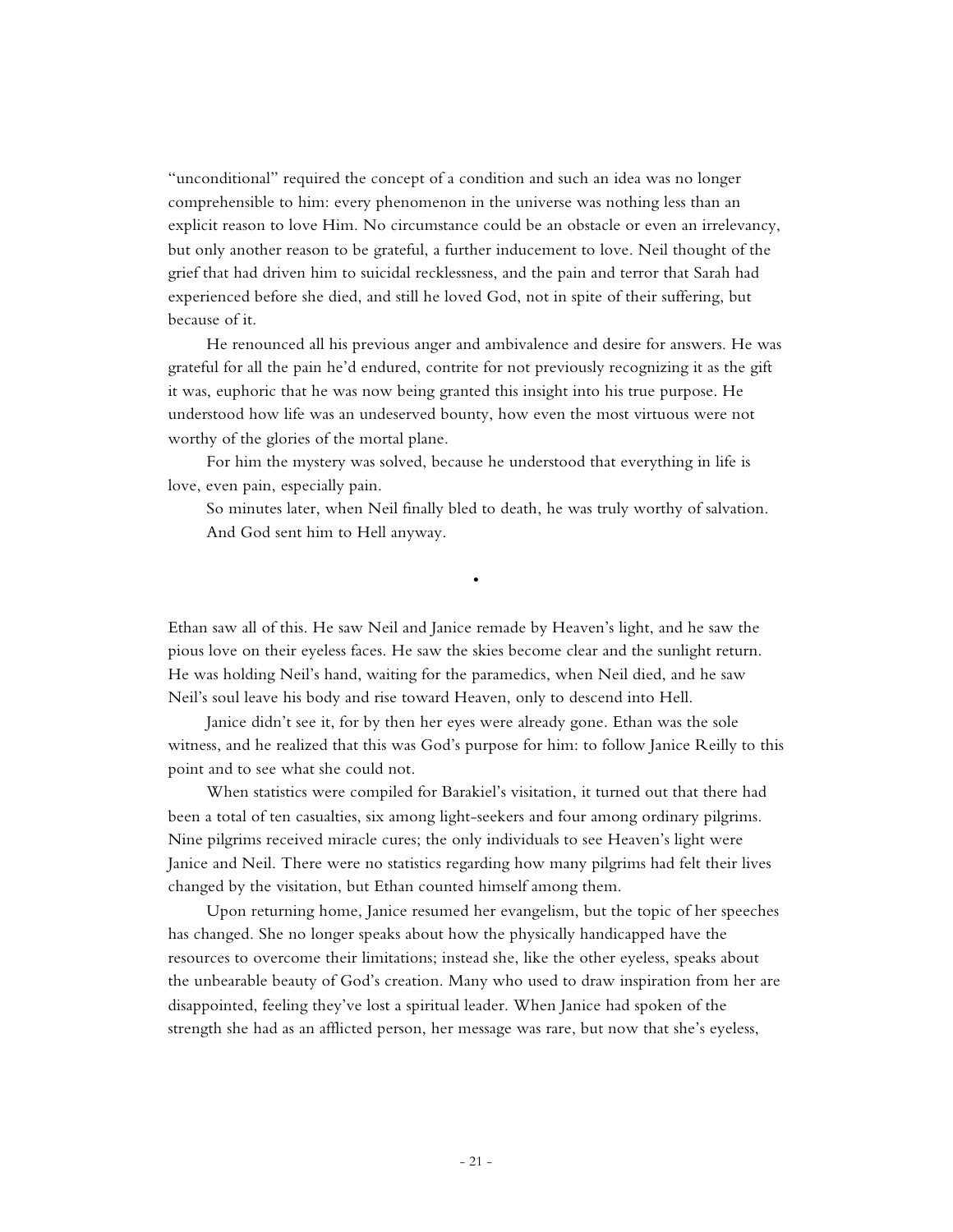"unconditional" required the concept of a condition and such an idea was no longer comprehensible to him: every phenomenon in the universe was nothing less than an explicit reason to love Him. No circumstance could be an obstacle or even an irrelevancy, but only another reason to be grateful, a further inducement to love. Neil thought of the grief that had driven him to suicidal recklessness, and the pain and terror that Sarah had experienced before she died, and still he loved God, not in spite of their suffering, but because of it.

He renounced all his previous anger and ambivalence and desire for answers. He was grateful for all the pain he'd endured, contrite for not previously recognizing it as the gift it was, euphoric that he was now being granted this insight into his true purpose. He understood how life was an undeserved bounty, how even the most virtuous were not worthy of the glories of the mortal plane.

For him the mystery was solved, because he understood that everything in life is love, even pain, especially pain.

So minutes later, when Neil finally bled to death, he was truly worthy of salvation.

And God sent him to Hell anyway.

•

Ethan saw all of this. He saw Neil and Janice remade by Heaven's light, and he saw the pious love on their eyeless faces. He saw the skies become clear and the sunlight return. He was holding Neil's hand, waiting for the paramedics, when Neil died, and he saw Neil's soul leave his body and rise toward Heaven, only to descend into Hell.

Janice didn't see it, for by then her eyes were already gone. Ethan was the sole witness, and he realized that this was God's purpose for him: to follow Janice Reilly to this point and to see what she could not.

When statistics were compiled for Barakiel's visitation, it turned out that there had been a total of ten casualties, six among light-seekers and four among ordinary pilgrims. Nine pilgrims received miracle cures; the only individuals to see Heaven's light were Janice and Neil. There were no statistics regarding how many pilgrims had felt their lives changed by the visitation, but Ethan counted himself among them.

Upon returning home, Janice resumed her evangelism, but the topic of her speeches has changed. She no longer speaks about how the physically handicapped have the resources to overcome their limitations; instead she, like the other eyeless, speaks about the unbearable beauty of God's creation. Many who used to draw inspiration from her are disappointed, feeling they've lost a spiritual leader. When Janice had spoken of the strength she had as an afflicted person, her message was rare, but now that she's eyeless,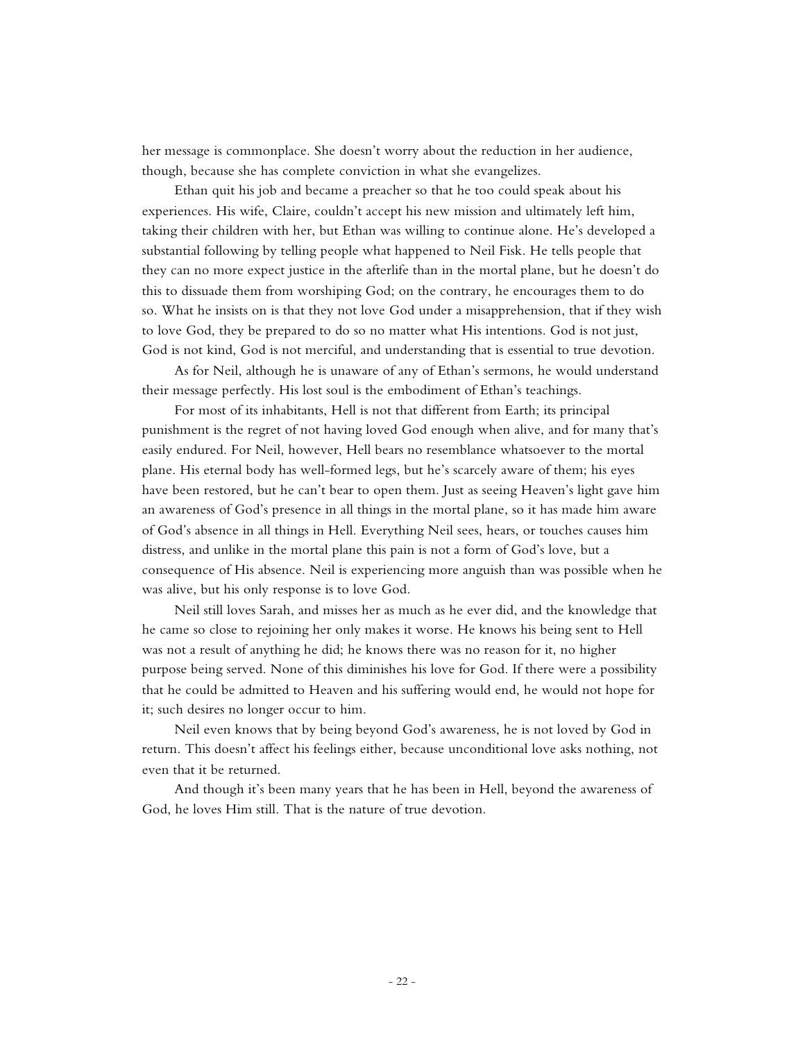her message is commonplace. She doesn't worry about the reduction in her audience, though, because she has complete conviction in what she evangelizes.

Ethan quit his job and became a preacher so that he too could speak about his experiences. His wife, Claire, couldn't accept his new mission and ultimately left him, taking their children with her, but Ethan was willing to continue alone. He's developed a substantial following by telling people what happened to Neil Fisk. He tells people that they can no more expect justice in the afterlife than in the mortal plane, but he doesn't do this to dissuade them from worshiping God; on the contrary, he encourages them to do so. What he insists on is that they not love God under a misapprehension, that if they wish to love God, they be prepared to do so no matter what His intentions. God is not just, God is not kind, God is not merciful, and understanding that is essential to true devotion.

As for Neil, although he is unaware of any of Ethan's sermons, he would understand their message perfectly. His lost soul is the embodiment of Ethan's teachings.

For most of its inhabitants, Hell is not that different from Earth; its principal punishment is the regret of not having loved God enough when alive, and for many that's easily endured. For Neil, however, Hell bears no resemblance whatsoever to the mortal plane. His eternal body has well-formed legs, but he's scarcely aware of them; his eyes have been restored, but he can't bear to open them. Just as seeing Heaven's light gave him an awareness of God's presence in all things in the mortal plane, so it has made him aware of God's absence in all things in Hell. Everything Neil sees, hears, or touches causes him distress, and unlike in the mortal plane this pain is not a form of God's love, but a consequence of His absence. Neil is experiencing more anguish than was possible when he was alive, but his only response is to love God.

Neil still loves Sarah, and misses her as much as he ever did, and the knowledge that he came so close to rejoining her only makes it worse. He knows his being sent to Hell was not a result of anything he did; he knows there was no reason for it, no higher purpose being served. None of this diminishes his love for God. If there were a possibility that he could be admitted to Heaven and his suffering would end, he would not hope for it; such desires no longer occur to him.

Neil even knows that by being beyond God's awareness, he is not loved by God in return. This doesn't affect his feelings either, because unconditional love asks nothing, not even that it be returned.

And though it's been many years that he has been in Hell, beyond the awareness of God, he loves Him still. That is the nature of true devotion.